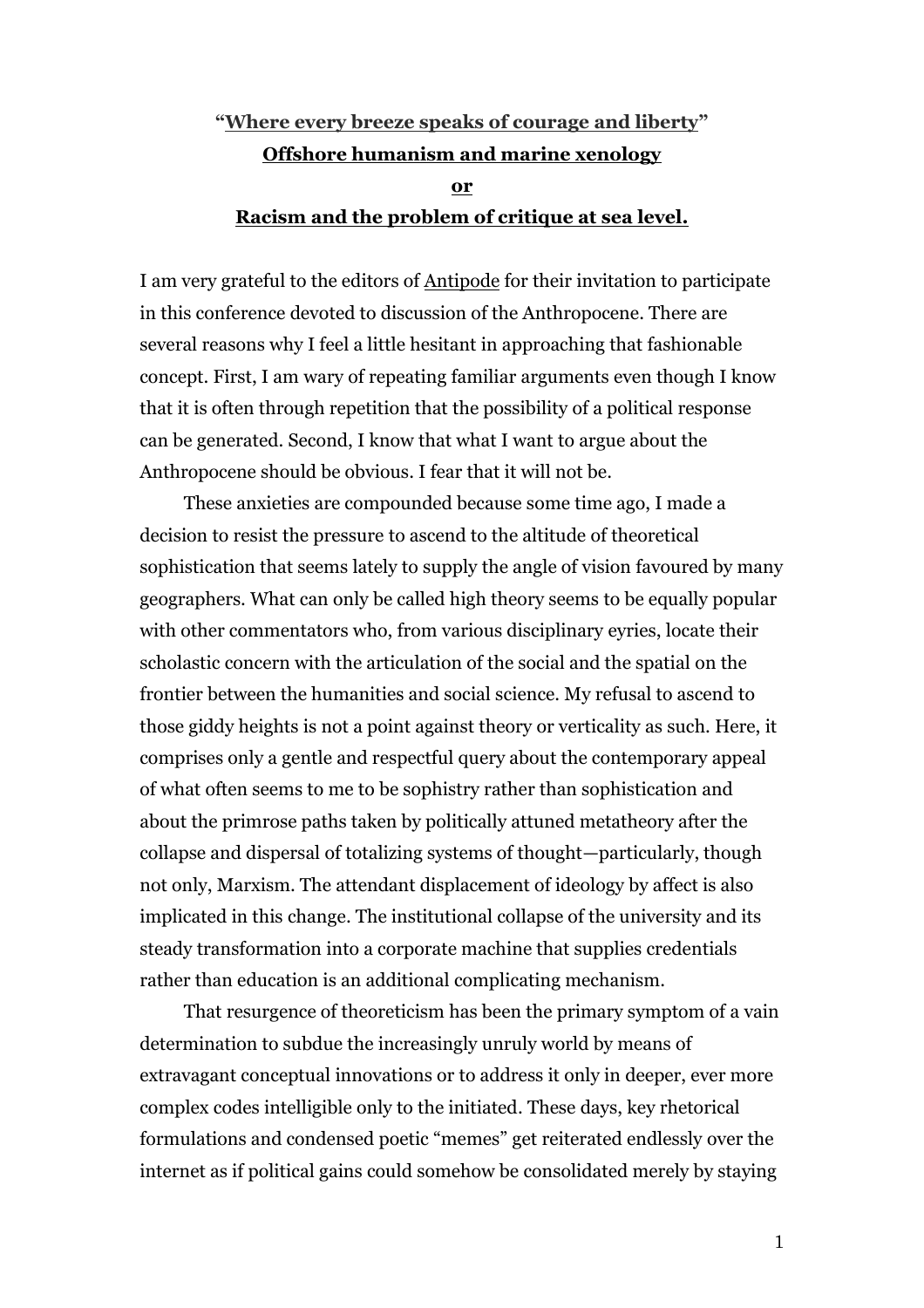# **“Where every breeze speaks of courage and liberty”**

## **Offshore humanism and marine xenology**

## **or**

## **Racism and the problem of critique at sea level.**

I am very grateful to the editors of Antipode for their invitation to participate in this conference devoted to discussion of the Anthropocene. There are several reasons why I feel a little hesitant in approaching that fashionable concept. First, I am wary of repeating familiar arguments even though I know that it is often through repetition that the possibility of a political response can be generated. Second, I know that what I want to argue about the Anthropocene should be obvious. I fear that it will not be.

These anxieties are compounded because some time ago, I made a decision to resist the pressure to ascend to the altitude of theoretical sophistication that seems lately to supply the angle of vision favoured by many geographers. What can only be called high theory seems to be equally popular with other commentators who, from various disciplinary eyries, locate their scholastic concern with the articulation of the social and the spatial on the frontier between the humanities and social science. My refusal to ascend to those giddy heights is not a point against theory or verticality as such. Here, it comprises only a gentle and respectful query about the contemporary appeal of what often seems to me to be sophistry rather than sophistication and about the primrose paths taken by politically attuned metatheory after the collapse and dispersal of totalizing systems of thought—particularly, though not only, Marxism. The attendant displacement of ideology by affect is also implicated in this change. The institutional collapse of the university and its steady transformation into a corporate machine that supplies credentials rather than education is an additional complicating mechanism.

That resurgence of theoreticism has been the primary symptom of a vain determination to subdue the increasingly unruly world by means of extravagant conceptual innovations or to address it only in deeper, ever more complex codes intelligible only to the initiated. These days, key rhetorical formulations and condensed poetic “memes” get reiterated endlessly over the internet as if political gains could somehow be consolidated merely by staying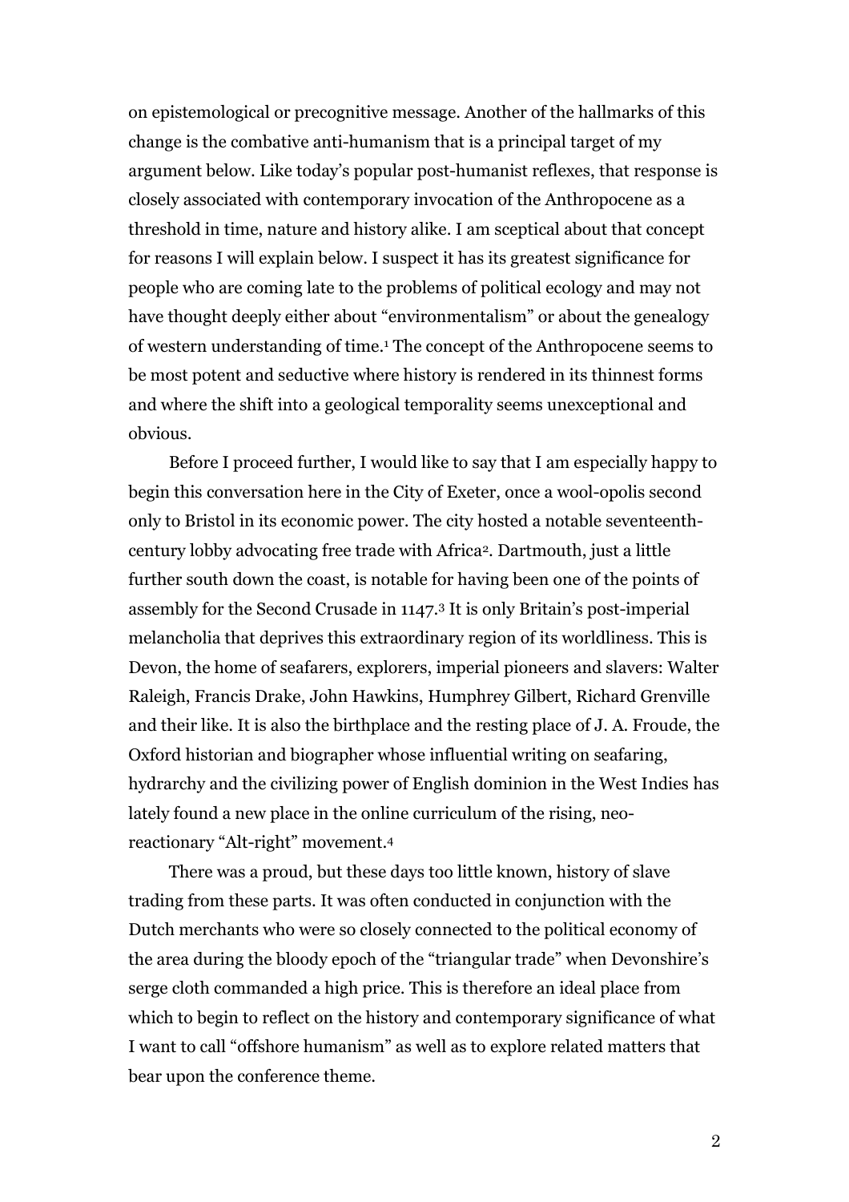on epistemological or precognitive message. Another of the hallmarks of this change is the combative anti-humanism that is a principal target of my argument below. Like today's popular post-humanist reflexes, that response is closely associated with contemporary invocation of the Anthropocene as a threshold in time, nature and history alike. I am sceptical about that concept for reasons I will explain below. I suspect it has its greatest significance for people who are coming late to the problems of political ecology and may not have thought deeply either about "environmentalism" or about the genealogy of western understanding of time.[1] The concept of the Anthropocene seems to be most potent and seductive where history is rendered in its thinnest forms and where the shift into a geological temporality seems unexceptional and obvious.

Before I proceed further, I would like to say that I am especially happy to begin this conversation here in the City of Exeter, once a wool-opolis second only to Bristol in its economic power. The city hosted a notable seventeenth-century lobby advocating free trade with Africa[2]. Dartmouth, just a little further south down the coast, is notable for having been one of the points of assembly for the Second Crusade in 1147.[3] It is only Britain's post-imperial melancholia that deprives this extraordinary region of its worldliness. This is Devon, the home of seafarers, explorers, imperial pioneers and slavers: Walter Raleigh, Francis Drake, John Hawkins, Humphrey Gilbert, Richard Grenville and their like. It is also the birthplace and the resting place of J. A. Froude, the Oxford historian and biographer whose influential writing on seafaring, hydrarchy and the civilizing power of English dominion in the West Indies has lately found a new place in the online curriculum of the rising, neo-reactionary "Alt-right" movement.[4]

There was a proud, but these days too little known, history of slave trading from these parts. It was often conducted in conjunction with the Dutch merchants who were so closely connected to the political economy of the area during the bloody epoch of the "triangular trade" when Devonshire's serge cloth commanded a high price. This is therefore an ideal place from which to begin to reflect on the history and contemporary significance of what I want to call "offshore humanism" as well as to explore related matters that bear upon the conference theme.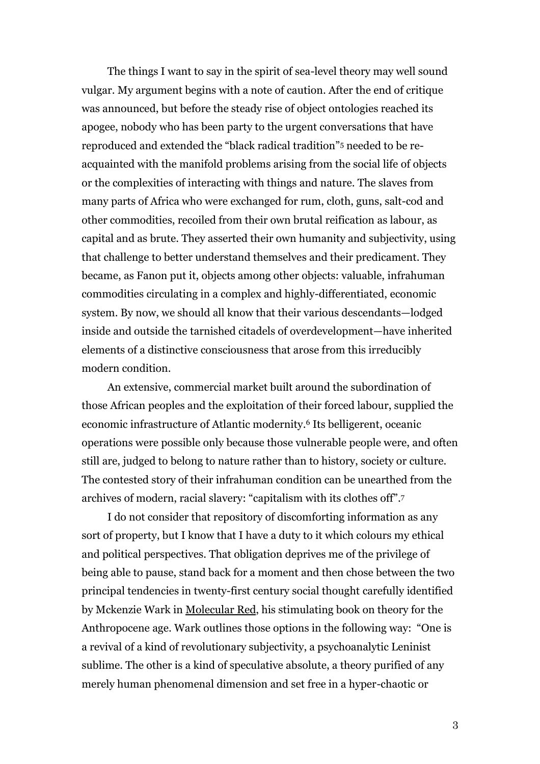The things I want to say in the spirit of sea-level theory may well sound vulgar. My argument begins with a note of caution. After the end of critique was announced, but before the steady rise of object ontologies reached its apogee, nobody who has been party to the urgent conversations that have reproduced and extended the "black radical tradition"[5] needed to be re-acquainted with the manifold problems arising from the social life of objects or the complexities of interacting with things and nature. The slaves from many parts of Africa who were exchanged for rum, cloth, guns, salt-cod and other commodities, recoiled from their own brutal reification as labour, as capital and as brute. They asserted their own humanity and subjectivity, using that challenge to better understand themselves and their predicament. They became, as Fanon put it, objects among other objects: valuable, infrahuman commodities circulating in a complex and highly-differentiated, economic system. By now, we should all know that their various descendants—lodged inside and outside the tarnished citadels of overdevelopment—have inherited elements of a distinctive consciousness that arose from this irreducibly modern condition.

An extensive, commercial market built around the subordination of those African peoples and the exploitation of their forced labour, supplied the economic infrastructure of Atlantic modernity.[6] Its belligerent, oceanic operations were possible only because those vulnerable people were, and often still are, judged to belong to nature rather than to history, society or culture. The contested story of their infrahuman condition can be unearthed from the archives of modern, racial slavery: "capitalism with its clothes off".[7]

I do not consider that repository of discomforting information as any sort of property, but I know that I have a duty to it which colours my ethical and political perspectives. That obligation deprives me of the privilege of being able to pause, stand back for a moment and then chose between the two principal tendencies in twenty-first century social thought carefully identified by Mckenzie Wark in Molecular Red, his stimulating book on theory for the Anthropocene age. Wark outlines those options in the following way: "One is a revival of a kind of revolutionary subjectivity, a psychoanalytic Leninist sublime. The other is a kind of speculative absolute, a theory purified of any merely human phenomenal dimension and set free in a hyper-chaotic or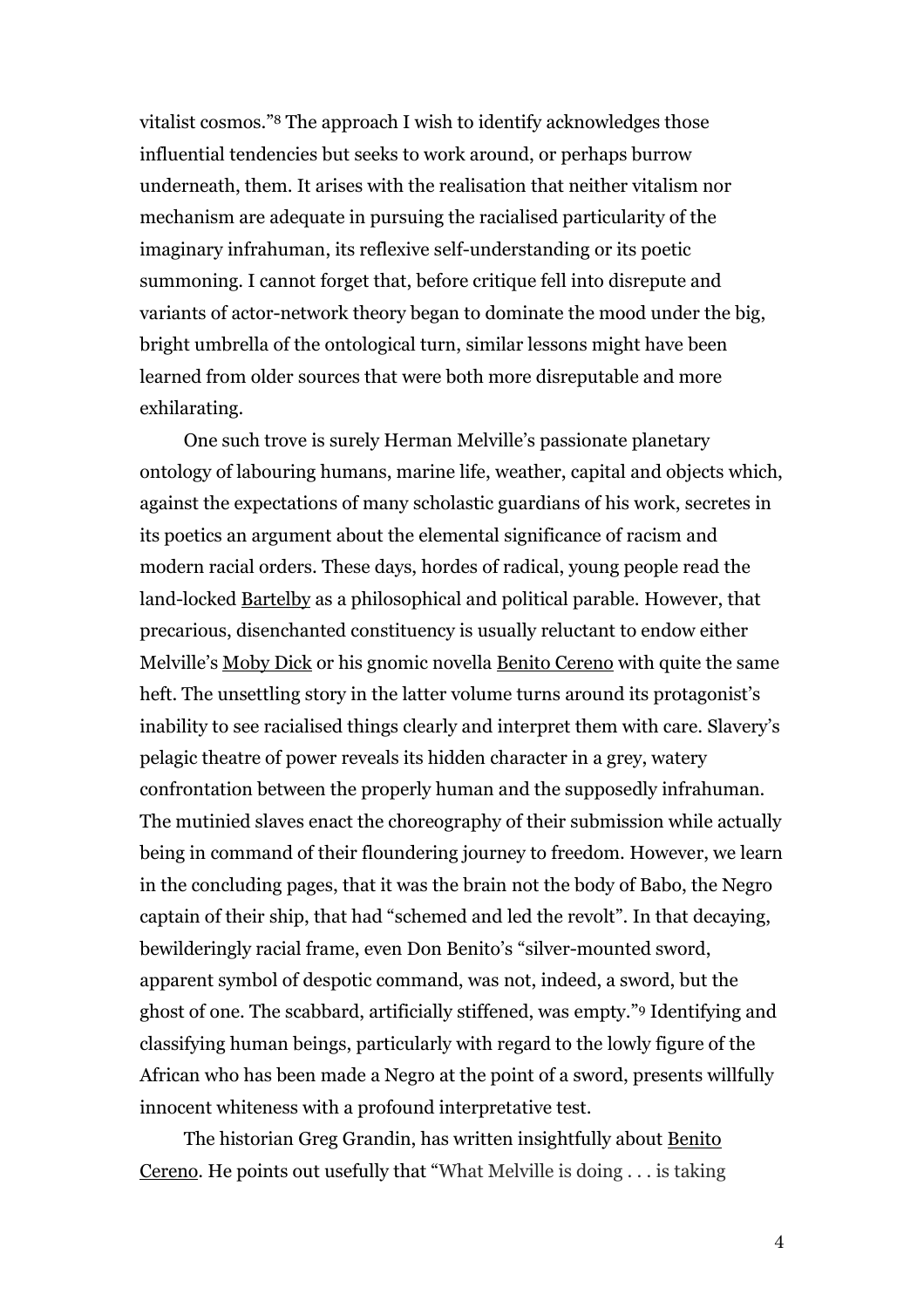vitalist cosmos."[8] The approach I wish to identify acknowledges those influential tendencies but seeks to work around, or perhaps burrow underneath, them. It arises with the realisation that neither vitalism nor mechanism are adequate in pursuing the racialised particularity of the imaginary infrahuman, its reflexive self-understanding or its poetic summoning. I cannot forget that, before critique fell into disrepute and variants of actor-network theory began to dominate the mood under the big, bright umbrella of the ontological turn, similar lessons might have been learned from older sources that were both more disreputable and more exhilarating.

One such trove is surely Herman Melville's passionate planetary ontology of labouring humans, marine life, weather, capital and objects which, against the expectations of many scholastic guardians of his work, secretes in its poetics an argument about the elemental significance of racism and modern racial orders. These days, hordes of radical, young people read the land-locked Bartelby as a philosophical and political parable. However, that precarious, disenchanted constituency is usually reluctant to endow either Melville's Moby Dick or his gnomic novella Benito Cereno with quite the same heft. The unsettling story in the latter volume turns around its protagonist's inability to see racialised things clearly and interpret them with care. Slavery's pelagic theatre of power reveals its hidden character in a grey, watery confrontation between the properly human and the supposedly infrahuman. The mutinied slaves enact the choreography of their submission while actually being in command of their floundering journey to freedom. However, we learn in the concluding pages, that it was the brain not the body of Babo, the Negro captain of their ship, that had "schemed and led the revolt". In that decaying, bewilderingly racial frame, even Don Benito's "silver-mounted sword, apparent symbol of despotic command, was not, indeed, a sword, but the ghost of one. The scabbard, artificially stiffened, was empty."[9] Identifying and classifying human beings, particularly with regard to the lowly figure of the African who has been made a Negro at the point of a sword, presents willfully innocent whiteness with a profound interpretative test.

The historian Greg Grandin, has written insightfully about Benito Cereno. He points out usefully that "What Melville is doing . . . is taking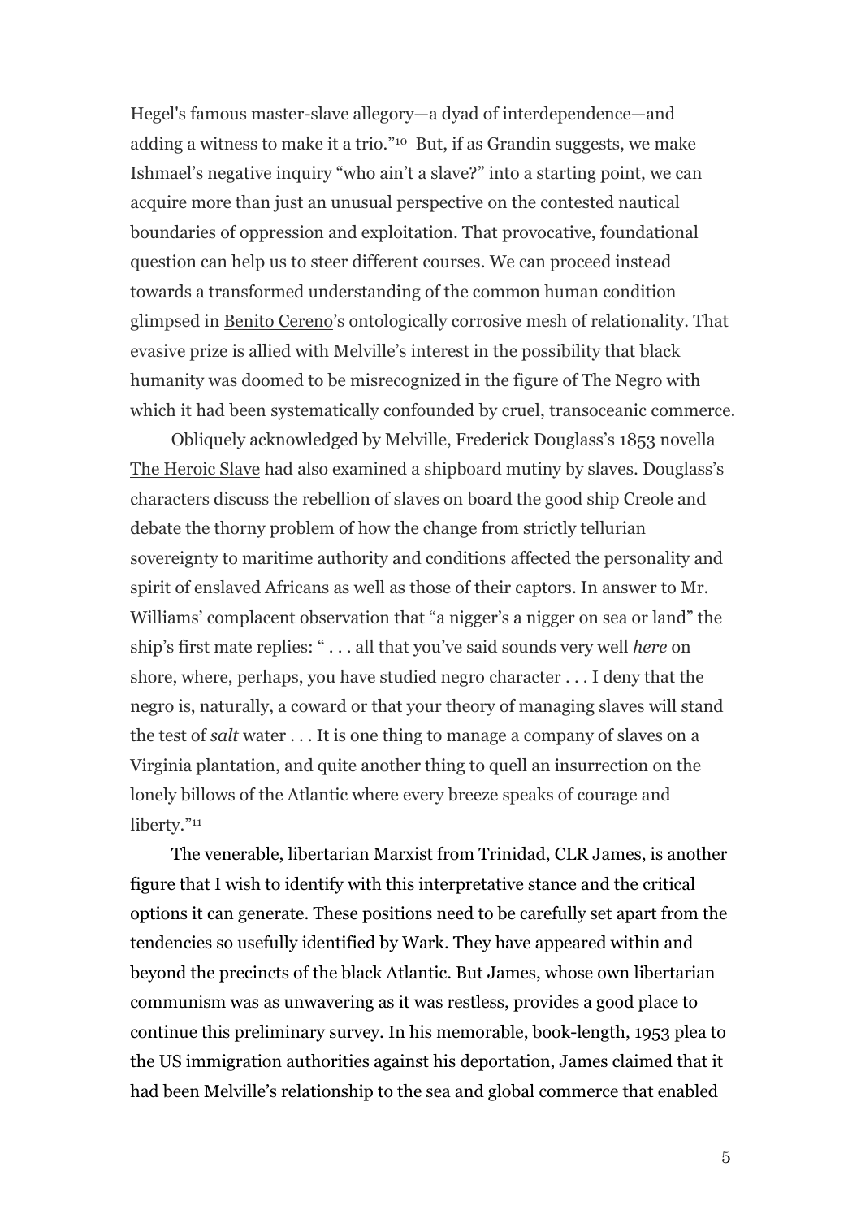Hegel's famous master-slave allegory—a dyad of interdependence—and adding a witness to make it a trio."[10] But, if as Grandin suggests, we make Ishmael's negative inquiry "who ain't a slave?" into a starting point, we can acquire more than just an unusual perspective on the contested nautical boundaries of oppression and exploitation. That provocative, foundational question can help us to steer different courses. We can proceed instead towards a transformed understanding of the common human condition glimpsed in Benito Cereno's ontologically corrosive mesh of relationality. That evasive prize is allied with Melville's interest in the possibility that black humanity was doomed to be misrecognized in the figure of The Negro with which it had been systematically confounded by cruel, transoceanic commerce.

Obliquely acknowledged by Melville, Frederick Douglass's 1853 novella The Heroic Slave had also examined a shipboard mutiny by slaves. Douglass's characters discuss the rebellion of slaves on board the good ship Creole and debate the thorny problem of how the change from strictly tellurian sovereignty to maritime authority and conditions affected the personality and spirit of enslaved Africans as well as those of their captors. In answer to Mr. Williams' complacent observation that "a nigger's a nigger on sea or land" the ship's first mate replies: " . . . all that you've said sounds very well *here* on shore, where, perhaps, you have studied negro character . . . I deny that the negro is, naturally, a coward or that your theory of managing slaves will stand the test of *salt* water . . . It is one thing to manage a company of slaves on a Virginia plantation, and quite another thing to quell an insurrection on the lonely billows of the Atlantic where every breeze speaks of courage and liberty."[11]

The venerable, libertarian Marxist from Trinidad, CLR James, is another figure that I wish to identify with this interpretative stance and the critical options it can generate. These positions need to be carefully set apart from the tendencies so usefully identified by Wark. They have appeared within and beyond the precincts of the black Atlantic. But James, whose own libertarian communism was as unwavering as it was restless, provides a good place to continue this preliminary survey. In his memorable, book-length, 1953 plea to the US immigration authorities against his deportation, James claimed that it had been Melville's relationship to the sea and global commerce that enabled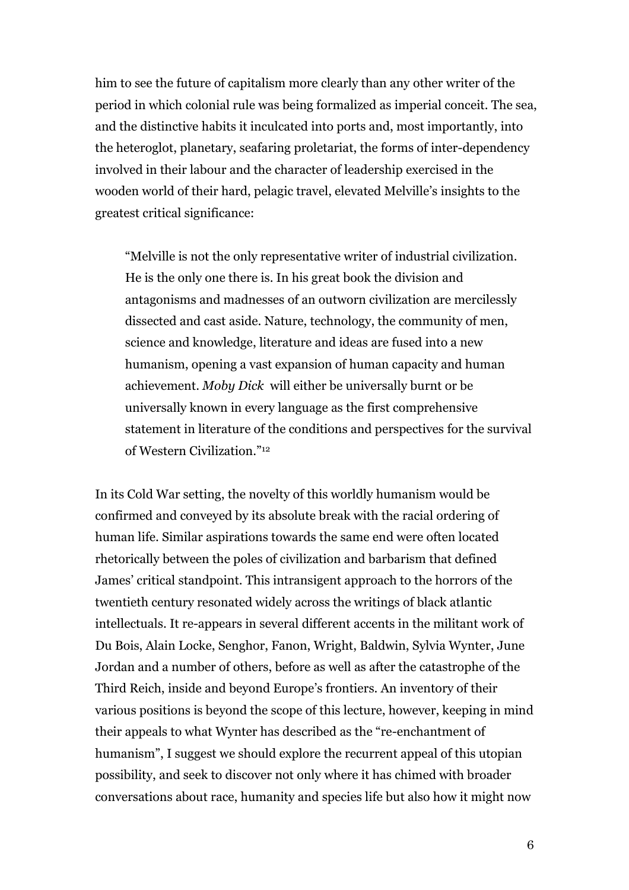him to see the future of capitalism more clearly than any other writer of the period in which colonial rule was being formalized as imperial conceit. The sea, and the distinctive habits it inculcated into ports and, most importantly, into the heteroglot, planetary, seafaring proletariat, the forms of inter-dependency involved in their labour and the character of leadership exercised in the wooden world of their hard, pelagic travel, elevated Melville's insights to the greatest critical significance:

> "Melville is not the only representative writer of industrial civilization. He is the only one there is. In his great book the division and antagonisms and madnesses of an outworn civilization are mercilessly dissected and cast aside. Nature, technology, the community of men, science and knowledge, literature and ideas are fused into a new humanism, opening a vast expansion of human capacity and human achievement. *Moby Dick* will either be universally burnt or be universally known in every language as the first comprehensive statement in literature of the conditions and perspectives for the survival of Western Civilization."[12]

In its Cold War setting, the novelty of this worldly humanism would be confirmed and conveyed by its absolute break with the racial ordering of human life. Similar aspirations towards the same end were often located rhetorically between the poles of civilization and barbarism that defined James' critical standpoint. This intransigent approach to the horrors of the twentieth century resonated widely across the writings of black atlantic intellectuals. It re-appears in several different accents in the militant work of Du Bois, Alain Locke, Senghor, Fanon, Wright, Baldwin, Sylvia Wynter, June Jordan and a number of others, before as well as after the catastrophe of the Third Reich, inside and beyond Europe's frontiers. An inventory of their various positions is beyond the scope of this lecture, however, keeping in mind their appeals to what Wynter has described as the "re-enchantment of humanism", I suggest we should explore the recurrent appeal of this utopian possibility, and seek to discover not only where it has chimed with broader conversations about race, humanity and species life but also how it might now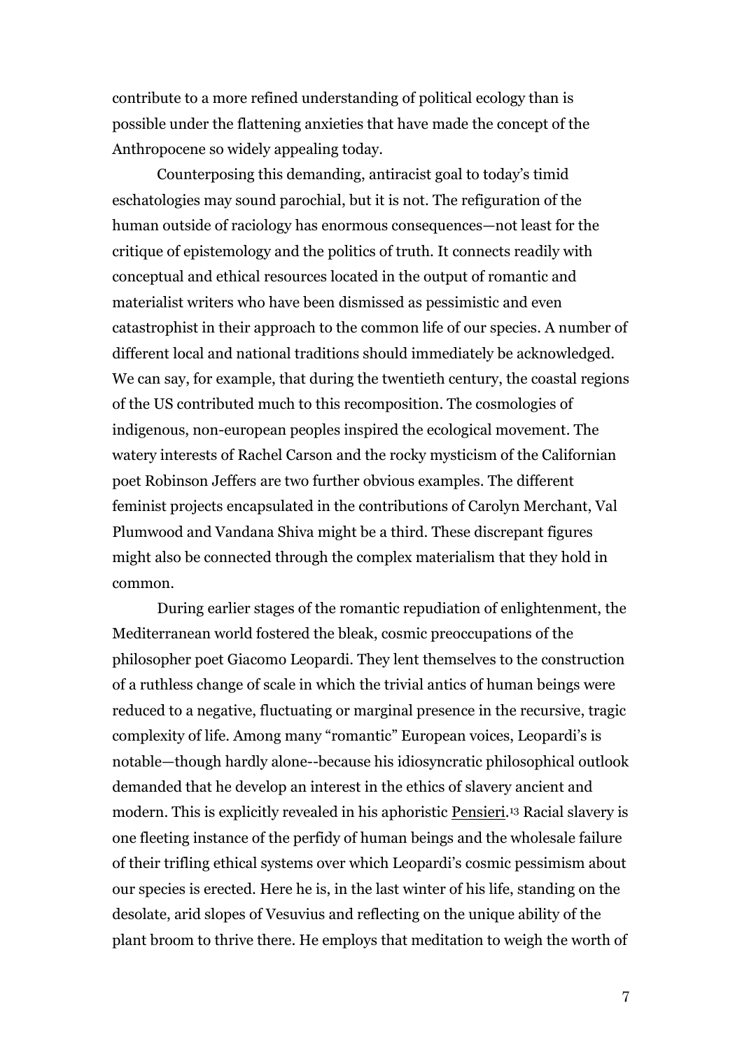contribute to a more refined understanding of political ecology than is possible under the flattening anxieties that have made the concept of the Anthropocene so widely appealing today.

Counterposing this demanding, antiracist goal to today's timid eschatologies may sound parochial, but it is not. The refiguration of the human outside of raciology has enormous consequences—not least for the critique of epistemology and the politics of truth. It connects readily with conceptual and ethical resources located in the output of romantic and materialist writers who have been dismissed as pessimistic and even catastrophist in their approach to the common life of our species. A number of different local and national traditions should immediately be acknowledged. We can say, for example, that during the twentieth century, the coastal regions of the US contributed much to this recomposition. The cosmologies of indigenous, non-european peoples inspired the ecological movement. The watery interests of Rachel Carson and the rocky mysticism of the Californian poet Robinson Jeffers are two further obvious examples. The different feminist projects encapsulated in the contributions of Carolyn Merchant, Val Plumwood and Vandana Shiva might be a third. These discrepant figures might also be connected through the complex materialism that they hold in common.

During earlier stages of the romantic repudiation of enlightenment, the Mediterranean world fostered the bleak, cosmic preoccupations of the philosopher poet Giacomo Leopardi. They lent themselves to the construction of a ruthless change of scale in which the trivial antics of human beings were reduced to a negative, fluctuating or marginal presence in the recursive, tragic complexity of life. Among many "romantic" European voices, Leopardi's is notable—though hardly alone--because his idiosyncratic philosophical outlook demanded that he develop an interest in the ethics of slavery ancient and modern. This is explicitly revealed in his aphoristic Pensieri.[13] Racial slavery is one fleeting instance of the perfidy of human beings and the wholesale failure of their trifling ethical systems over which Leopardi's cosmic pessimism about our species is erected. Here he is, in the last winter of his life, standing on the desolate, arid slopes of Vesuvius and reflecting on the unique ability of the plant broom to thrive there. He employs that meditation to weigh the worth of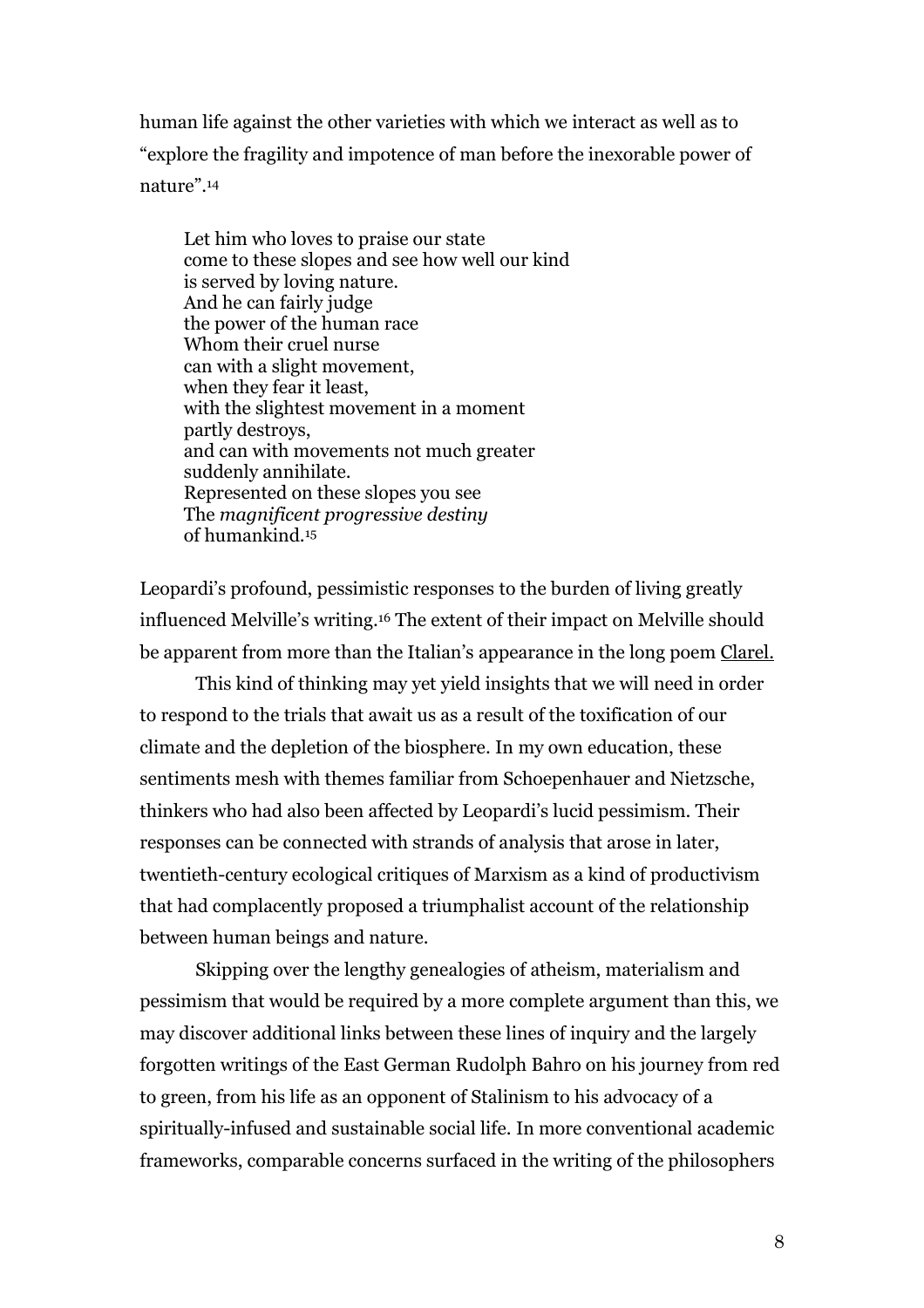human life against the other varieties with which we interact as well as to "explore the fragility and impotence of man before the inexorable power of nature".[14]

> Let him who loves to praise our state
> come to these slopes and see how well our kind
> is served by loving nature.
> And he can fairly judge
> the power of the human race
> Whom their cruel nurse
> can with a slight movement,
> when they fear it least,
> with the slightest movement in a moment
> partly destroys,
> and can with movements not much greater
> suddenly annihilate.
> Represented on these slopes you see
> The *magnificent progressive destiny*
> of humankind.[15]

Leopardi's profound, pessimistic responses to the burden of living greatly influenced Melville's writing.[16] The extent of their impact on Melville should be apparent from more than the Italian's appearance in the long poem Clarel.

This kind of thinking may yet yield insights that we will need in order to respond to the trials that await us as a result of the toxification of our climate and the depletion of the biosphere. In my own education, these sentiments mesh with themes familiar from Schoepenhauer and Nietzsche, thinkers who had also been affected by Leopardi's lucid pessimism. Their responses can be connected with strands of analysis that arose in later, twentieth-century ecological critiques of Marxism as a kind of productivism that had complacently proposed a triumphalist account of the relationship between human beings and nature.

Skipping over the lengthy genealogies of atheism, materialism and pessimism that would be required by a more complete argument than this, we may discover additional links between these lines of inquiry and the largely forgotten writings of the East German Rudolph Bahro on his journey from red to green, from his life as an opponent of Stalinism to his advocacy of a spiritually-infused and sustainable social life. In more conventional academic frameworks, comparable concerns surfaced in the writing of the philosophers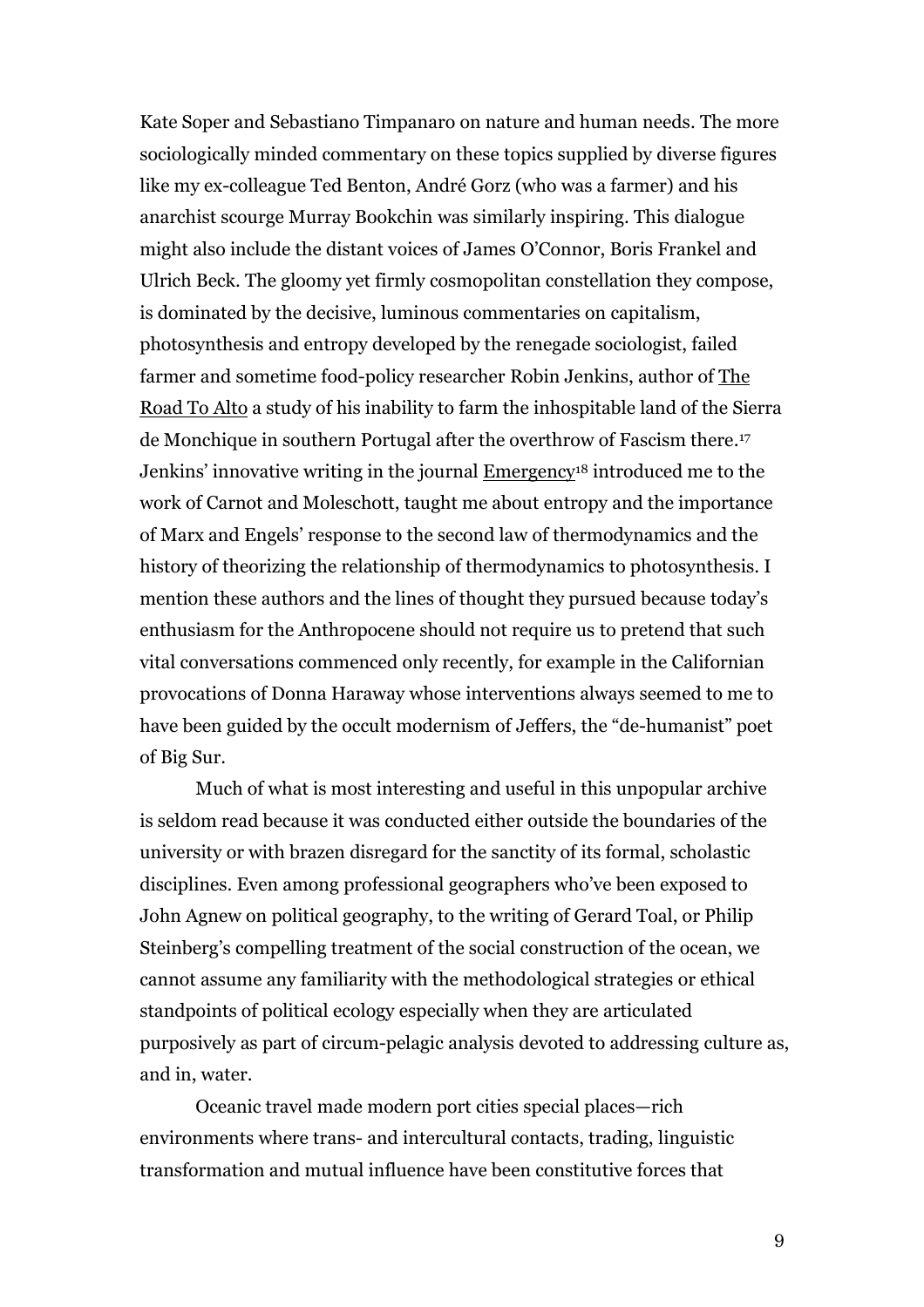Kate Soper and Sebastiano Timpanaro on nature and human needs. The more sociologically minded commentary on these topics supplied by diverse figures like my ex-colleague Ted Benton, André Gorz (who was a farmer) and his anarchist scourge Murray Bookchin was similarly inspiring. This dialogue might also include the distant voices of James O'Connor, Boris Frankel and Ulrich Beck. The gloomy yet firmly cosmopolitan constellation they compose, is dominated by the decisive, luminous commentaries on capitalism, photosynthesis and entropy developed by the renegade sociologist, failed farmer and sometime food-policy researcher Robin Jenkins, author of The Road To Alto a study of his inability to farm the inhospitable land of the Sierra de Monchique in southern Portugal after the overthrow of Fascism there.[17] Jenkins' innovative writing in the journal Emergency[18] introduced me to the work of Carnot and Moleschott, taught me about entropy and the importance of Marx and Engels' response to the second law of thermodynamics and the history of theorizing the relationship of thermodynamics to photosynthesis. I mention these authors and the lines of thought they pursued because today's enthusiasm for the Anthropocene should not require us to pretend that such vital conversations commenced only recently, for example in the Californian provocations of Donna Haraway whose interventions always seemed to me to have been guided by the occult modernism of Jeffers, the "de-humanist" poet of Big Sur.

Much of what is most interesting and useful in this unpopular archive is seldom read because it was conducted either outside the boundaries of the university or with brazen disregard for the sanctity of its formal, scholastic disciplines. Even among professional geographers who've been exposed to John Agnew on political geography, to the writing of Gerard Toal, or Philip Steinberg's compelling treatment of the social construction of the ocean, we cannot assume any familiarity with the methodological strategies or ethical standpoints of political ecology especially when they are articulated purposively as part of circum-pelagic analysis devoted to addressing culture as, and in, water.

Oceanic travel made modern port cities special places—rich environments where trans- and intercultural contacts, trading, linguistic transformation and mutual influence have been constitutive forces that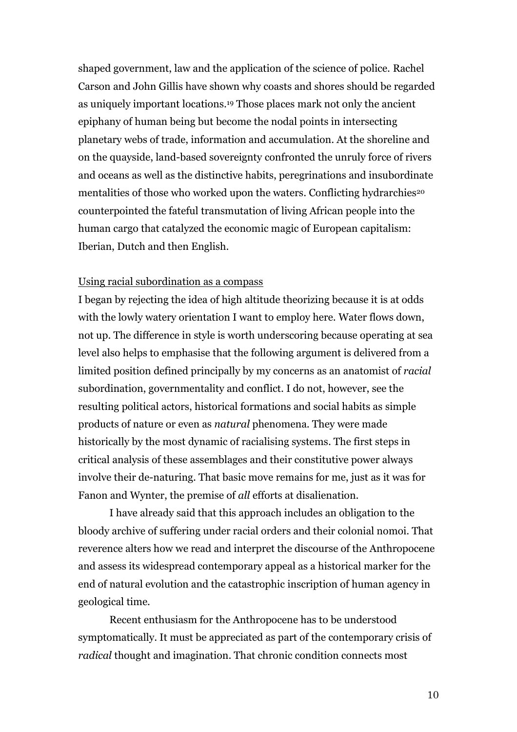shaped government, law and the application of the science of police. Rachel Carson and John Gillis have shown why coasts and shores should be regarded as uniquely important locations.[19] Those places mark not only the ancient epiphany of human being but become the nodal points in intersecting planetary webs of trade, information and accumulation. At the shoreline and on the quayside, land-based sovereignty confronted the unruly force of rivers and oceans as well as the distinctive habits, peregrinations and insubordinate mentalities of those who worked upon the waters. Conflicting hydrarchies[20] counterpointed the fateful transmutation of living African people into the human cargo that catalyzed the economic magic of European capitalism: Iberian, Dutch and then English.

<u>Using racial subordination as a compass</u>

I began by rejecting the idea of high altitude theorizing because it is at odds with the lowly watery orientation I want to employ here. Water flows down, not up. The difference in style is worth underscoring because operating at sea level also helps to emphasise that the following argument is delivered from a limited position defined principally by my concerns as an anatomist of *racial* subordination, governmentality and conflict. I do not, however, see the resulting political actors, historical formations and social habits as simple products of nature or even as *natural* phenomena. They were made historically by the most dynamic of racialising systems. The first steps in critical analysis of these assemblages and their constitutive power always involve their de-naturing. That basic move remains for me, just as it was for Fanon and Wynter, the premise of *all* efforts at disalienation.

I have already said that this approach includes an obligation to the bloody archive of suffering under racial orders and their colonial nomoi. That reverence alters how we read and interpret the discourse of the Anthropocene and assess its widespread contemporary appeal as a historical marker for the end of natural evolution and the catastrophic inscription of human agency in geological time.

Recent enthusiasm for the Anthropocene has to be understood symptomatically. It must be appreciated as part of the contemporary crisis of *radical* thought and imagination. That chronic condition connects most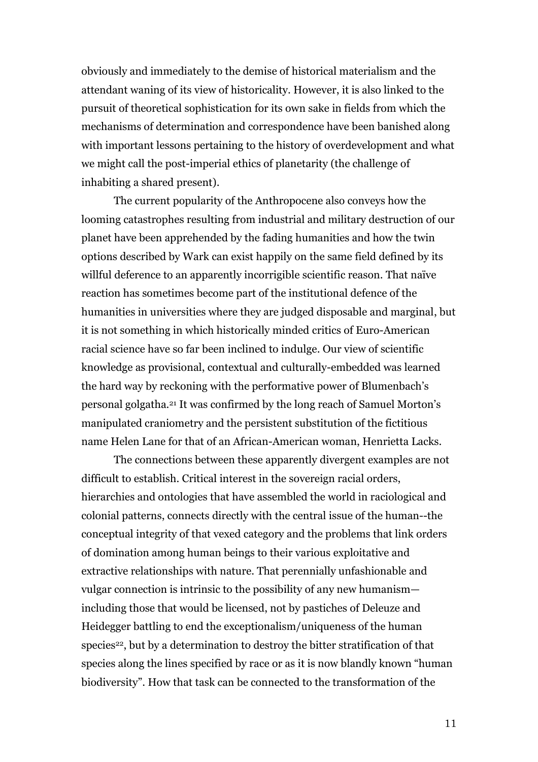obviously and immediately to the demise of historical materialism and the attendant waning of its view of historicality. However, it is also linked to the pursuit of theoretical sophistication for its own sake in fields from which the mechanisms of determination and correspondence have been banished along with important lessons pertaining to the history of overdevelopment and what we might call the post-imperial ethics of planetarity (the challenge of inhabiting a shared present).

The current popularity of the Anthropocene also conveys how the looming catastrophes resulting from industrial and military destruction of our planet have been apprehended by the fading humanities and how the twin options described by Wark can exist happily on the same field defined by its willful deference to an apparently incorrigible scientific reason. That naïve reaction has sometimes become part of the institutional defence of the humanities in universities where they are judged disposable and marginal, but it is not something in which historically minded critics of Euro-American racial science have so far been inclined to indulge. Our view of scientific knowledge as provisional, contextual and culturally-embedded was learned the hard way by reckoning with the performative power of Blumenbach's personal golgatha.[21] It was confirmed by the long reach of Samuel Morton's manipulated craniometry and the persistent substitution of the fictitious name Helen Lane for that of an African-American woman, Henrietta Lacks.

The connections between these apparently divergent examples are not difficult to establish. Critical interest in the sovereign racial orders, hierarchies and ontologies that have assembled the world in raciological and colonial patterns, connects directly with the central issue of the human--the conceptual integrity of that vexed category and the problems that link orders of domination among human beings to their various exploitative and extractive relationships with nature. That perennially unfashionable and vulgar connection is intrinsic to the possibility of any new humanism—including those that would be licensed, not by pastiches of Deleuze and Heidegger battling to end the exceptionalism/uniqueness of the human species[22], but by a determination to destroy the bitter stratification of that species along the lines specified by race or as it is now blandly known "human biodiversity". How that task can be connected to the transformation of the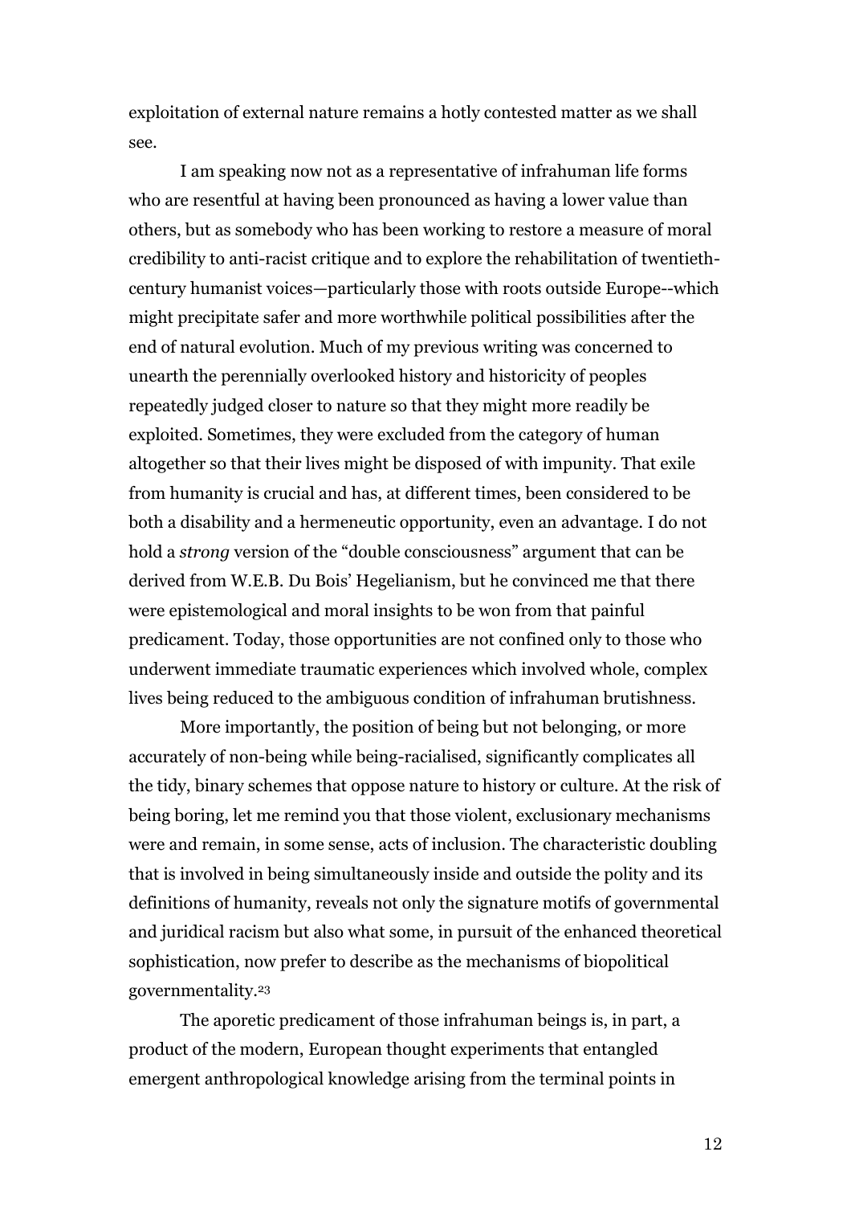exploitation of external nature remains a hotly contested matter as we shall see.

I am speaking now not as a representative of infrahuman life forms who are resentful at having been pronounced as having a lower value than others, but as somebody who has been working to restore a measure of moral credibility to anti-racist critique and to explore the rehabilitation of twentieth-century humanist voices—particularly those with roots outside Europe--which might precipitate safer and more worthwhile political possibilities after the end of natural evolution. Much of my previous writing was concerned to unearth the perennially overlooked history and historicity of peoples repeatedly judged closer to nature so that they might more readily be exploited. Sometimes, they were excluded from the category of human altogether so that their lives might be disposed of with impunity. That exile from humanity is crucial and has, at different times, been considered to be both a disability and a hermeneutic opportunity, even an advantage. I do not hold a *strong* version of the "double consciousness" argument that can be derived from W.E.B. Du Bois' Hegelianism, but he convinced me that there were epistemological and moral insights to be won from that painful predicament. Today, those opportunities are not confined only to those who underwent immediate traumatic experiences which involved whole, complex lives being reduced to the ambiguous condition of infrahuman brutishness.

More importantly, the position of being but not belonging, or more accurately of non-being while being-racialised, significantly complicates all the tidy, binary schemes that oppose nature to history or culture. At the risk of being boring, let me remind you that those violent, exclusionary mechanisms were and remain, in some sense, acts of inclusion. The characteristic doubling that is involved in being simultaneously inside and outside the polity and its definitions of humanity, reveals not only the signature motifs of governmental and juridical racism but also what some, in pursuit of the enhanced theoretical sophistication, now prefer to describe as the mechanisms of biopolitical governmentality.[23]

The aporetic predicament of those infrahuman beings is, in part, a product of the modern, European thought experiments that entangled emergent anthropological knowledge arising from the terminal points in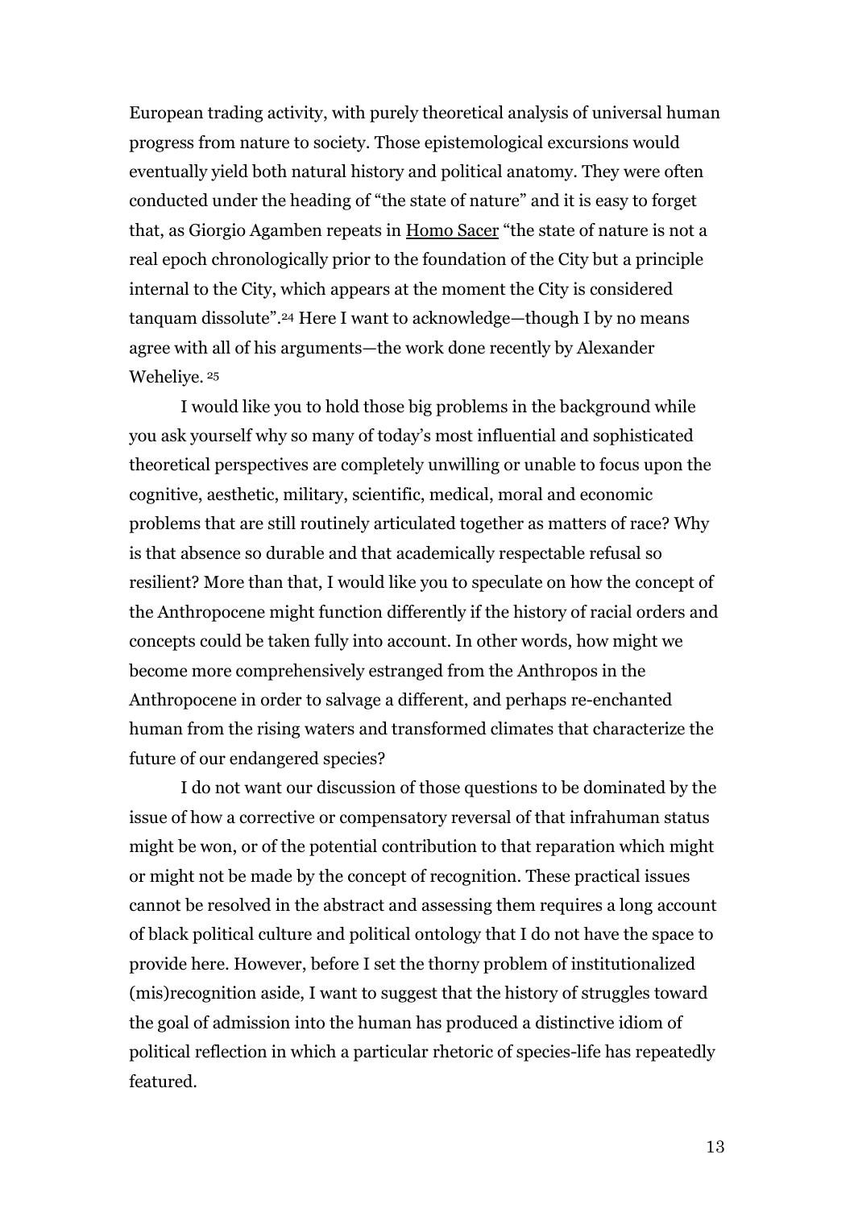European trading activity, with purely theoretical analysis of universal human progress from nature to society. Those epistemological excursions would eventually yield both natural history and political anatomy. They were often conducted under the heading of "the state of nature" and it is easy to forget that, as Giorgio Agamben repeats in Homo Sacer "the state of nature is not a real epoch chronologically prior to the foundation of the City but a principle internal to the City, which appears at the moment the City is considered tanquam dissolute".[24] Here I want to acknowledge—though I by no means agree with all of his arguments—the work done recently by Alexander Weheliye.[25]

I would like you to hold those big problems in the background while you ask yourself why so many of today's most influential and sophisticated theoretical perspectives are completely unwilling or unable to focus upon the cognitive, aesthetic, military, scientific, medical, moral and economic problems that are still routinely articulated together as matters of race? Why is that absence so durable and that academically respectable refusal so resilient? More than that, I would like you to speculate on how the concept of the Anthropocene might function differently if the history of racial orders and concepts could be taken fully into account. In other words, how might we become more comprehensively estranged from the Anthropos in the Anthropocene in order to salvage a different, and perhaps re-enchanted human from the rising waters and transformed climates that characterize the future of our endangered species?

I do not want our discussion of those questions to be dominated by the issue of how a corrective or compensatory reversal of that infrahuman status might be won, or of the potential contribution to that reparation which might or might not be made by the concept of recognition. These practical issues cannot be resolved in the abstract and assessing them requires a long account of black political culture and political ontology that I do not have the space to provide here. However, before I set the thorny problem of institutionalized (mis)recognition aside, I want to suggest that the history of struggles toward the goal of admission into the human has produced a distinctive idiom of political reflection in which a particular rhetoric of species-life has repeatedly featured.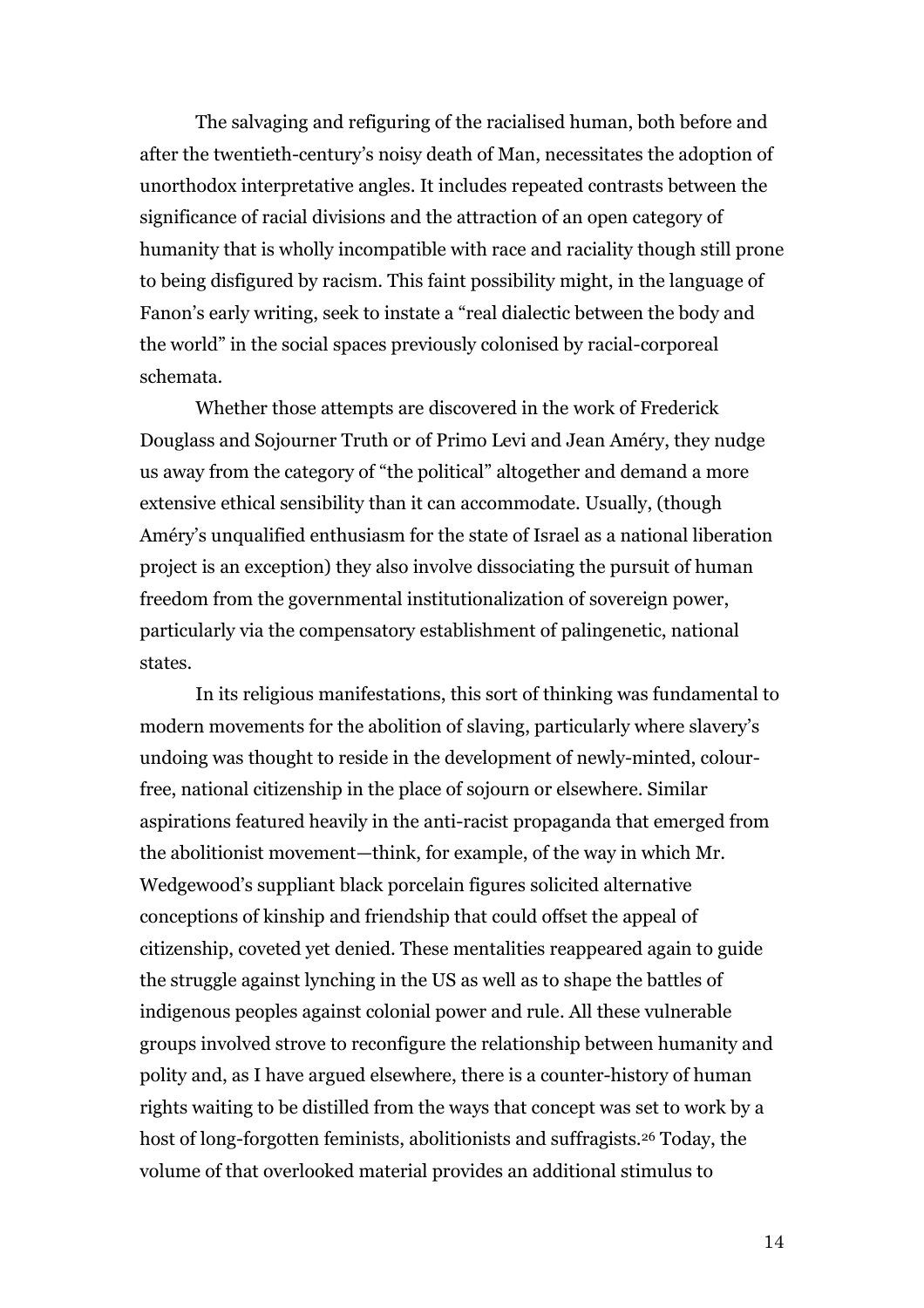The salvaging and refiguring of the racialised human, both before and after the twentieth-century's noisy death of Man, necessitates the adoption of unorthodox interpretative angles. It includes repeated contrasts between the significance of racial divisions and the attraction of an open category of humanity that is wholly incompatible with race and raciality though still prone to being disfigured by racism. This faint possibility might, in the language of Fanon's early writing, seek to instate a "real dialectic between the body and the world" in the social spaces previously colonised by racial-corporeal schemata.

Whether those attempts are discovered in the work of Frederick Douglass and Sojourner Truth or of Primo Levi and Jean Améry, they nudge us away from the category of "the political" altogether and demand a more extensive ethical sensibility than it can accommodate. Usually, (though Améry's unqualified enthusiasm for the state of Israel as a national liberation project is an exception) they also involve dissociating the pursuit of human freedom from the governmental institutionalization of sovereign power, particularly via the compensatory establishment of palingenetic, national states.

In its religious manifestations, this sort of thinking was fundamental to modern movements for the abolition of slaving, particularly where slavery's undoing was thought to reside in the development of newly-minted, colour-free, national citizenship in the place of sojourn or elsewhere. Similar aspirations featured heavily in the anti-racist propaganda that emerged from the abolitionist movement—think, for example, of the way in which Mr. Wedgewood's suppliant black porcelain figures solicited alternative conceptions of kinship and friendship that could offset the appeal of citizenship, coveted yet denied. These mentalities reappeared again to guide the struggle against lynching in the US as well as to shape the battles of indigenous peoples against colonial power and rule. All these vulnerable groups involved strove to reconfigure the relationship between humanity and polity and, as I have argued elsewhere, there is a counter-history of human rights waiting to be distilled from the ways that concept was set to work by a host of long-forgotten feminists, abolitionists and suffragists.[26] Today, the volume of that overlooked material provides an additional stimulus to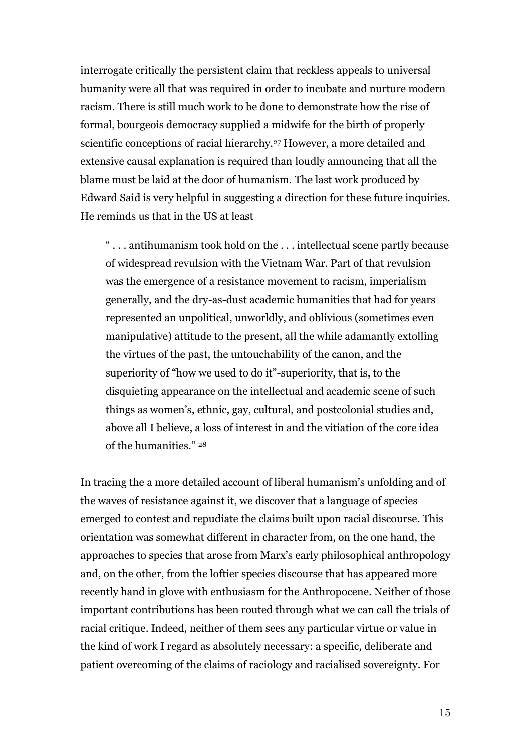interrogate critically the persistent claim that reckless appeals to universal humanity were all that was required in order to incubate and nurture modern racism. There is still much work to be done to demonstrate how the rise of formal, bourgeois democracy supplied a midwife for the birth of properly scientific conceptions of racial hierarchy.[27] However, a more detailed and extensive causal explanation is required than loudly announcing that all the blame must be laid at the door of humanism. The last work produced by Edward Said is very helpful in suggesting a direction for these future inquiries. He reminds us that in the US at least

> " . . . antihumanism took hold on the . . . intellectual scene partly because of widespread revulsion with the Vietnam War. Part of that revulsion was the emergence of a resistance movement to racism, imperialism generally, and the dry-as-dust academic humanities that had for years represented an unpolitical, unworldly, and oblivious (sometimes even manipulative) attitude to the present, all the while adamantly extolling the virtues of the past, the untouchability of the canon, and the superiority of "how we used to do it"-superiority, that is, to the disquieting appearance on the intellectual and academic scene of such things as women's, ethnic, gay, cultural, and postcolonial studies and, above all I believe, a loss of interest in and the vitiation of the core idea of the humanities." [28]

In tracing the a more detailed account of liberal humanism's unfolding and of the waves of resistance against it, we discover that a language of species emerged to contest and repudiate the claims built upon racial discourse. This orientation was somewhat different in character from, on the one hand, the approaches to species that arose from Marx's early philosophical anthropology and, on the other, from the loftier species discourse that has appeared more recently hand in glove with enthusiasm for the Anthropocene. Neither of those important contributions has been routed through what we can call the trials of racial critique. Indeed, neither of them sees any particular virtue or value in the kind of work I regard as absolutely necessary: a specific, deliberate and patient overcoming of the claims of raciology and racialised sovereignty. For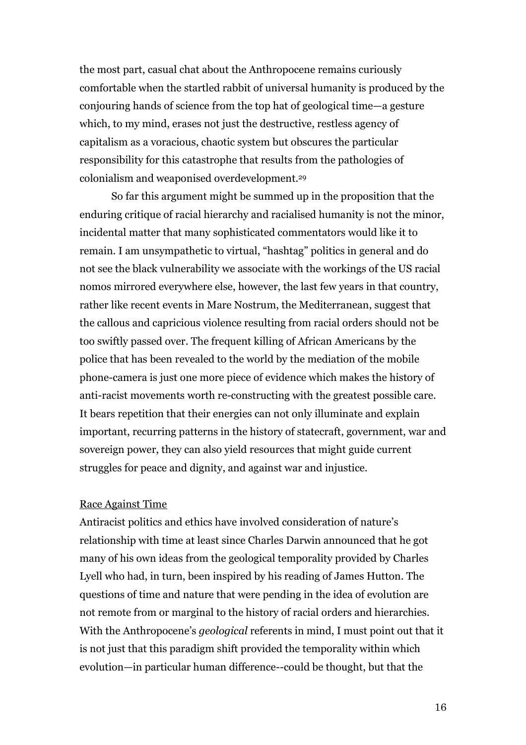the most part, casual chat about the Anthropocene remains curiously comfortable when the startled rabbit of universal humanity is produced by the conjouring hands of science from the top hat of geological time—a gesture which, to my mind, erases not just the destructive, restless agency of capitalism as a voracious, chaotic system but obscures the particular responsibility for this catastrophe that results from the pathologies of colonialism and weaponised overdevelopment.[29]

So far this argument might be summed up in the proposition that the enduring critique of racial hierarchy and racialised humanity is not the minor, incidental matter that many sophisticated commentators would like it to remain. I am unsympathetic to virtual, "hashtag" politics in general and do not see the black vulnerability we associate with the workings of the US racial nomos mirrored everywhere else, however, the last few years in that country, rather like recent events in Mare Nostrum, the Mediterranean, suggest that the callous and capricious violence resulting from racial orders should not be too swiftly passed over. The frequent killing of African Americans by the police that has been revealed to the world by the mediation of the mobile phone-camera is just one more piece of evidence which makes the history of anti-racist movements worth re-constructing with the greatest possible care. It bears repetition that their energies can not only illuminate and explain important, recurring patterns in the history of statecraft, government, war and sovereign power, they can also yield resources that might guide current struggles for peace and dignity, and against war and injustice.

## Race Against Time

Antiracist politics and ethics have involved consideration of nature's relationship with time at least since Charles Darwin announced that he got many of his own ideas from the geological temporality provided by Charles Lyell who had, in turn, been inspired by his reading of James Hutton. The questions of time and nature that were pending in the idea of evolution are not remote from or marginal to the history of racial orders and hierarchies. With the Anthropocene's *geological* referents in mind, I must point out that it is not just that this paradigm shift provided the temporality within which evolution—in particular human difference--could be thought, but that the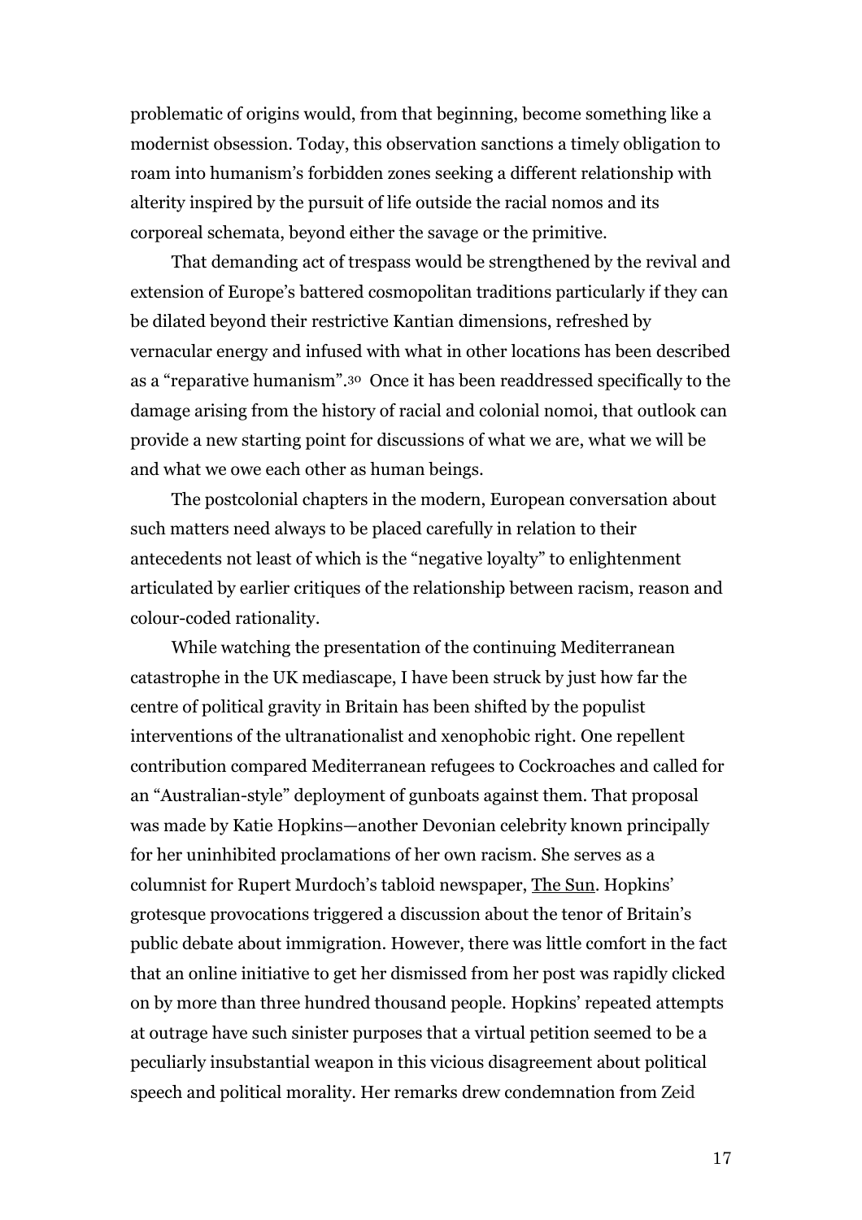problematic of origins would, from that beginning, become something like a modernist obsession. Today, this observation sanctions a timely obligation to roam into humanism's forbidden zones seeking a different relationship with alterity inspired by the pursuit of life outside the racial nomos and its corporeal schemata, beyond either the savage or the primitive.

That demanding act of trespass would be strengthened by the revival and extension of Europe's battered cosmopolitan traditions particularly if they can be dilated beyond their restrictive Kantian dimensions, refreshed by vernacular energy and infused with what in other locations has been described as a "reparative humanism".[30] Once it has been readdressed specifically to the damage arising from the history of racial and colonial nomoi, that outlook can provide a new starting point for discussions of what we are, what we will be and what we owe each other as human beings.

The postcolonial chapters in the modern, European conversation about such matters need always to be placed carefully in relation to their antecedents not least of which is the "negative loyalty" to enlightenment articulated by earlier critiques of the relationship between racism, reason and colour-coded rationality.

While watching the presentation of the continuing Mediterranean catastrophe in the UK mediascape, I have been struck by just how far the centre of political gravity in Britain has been shifted by the populist interventions of the ultranationalist and xenophobic right. One repellent contribution compared Mediterranean refugees to Cockroaches and called for an "Australian-style" deployment of gunboats against them. That proposal was made by Katie Hopkins—another Devonian celebrity known principally for her uninhibited proclamations of her own racism. She serves as a columnist for Rupert Murdoch's tabloid newspaper, The Sun. Hopkins' grotesque provocations triggered a discussion about the tenor of Britain's public debate about immigration. However, there was little comfort in the fact that an online initiative to get her dismissed from her post was rapidly clicked on by more than three hundred thousand people. Hopkins' repeated attempts at outrage have such sinister purposes that a virtual petition seemed to be a peculiarly insubstantial weapon in this vicious disagreement about political speech and political morality. Her remarks drew condemnation from Zeid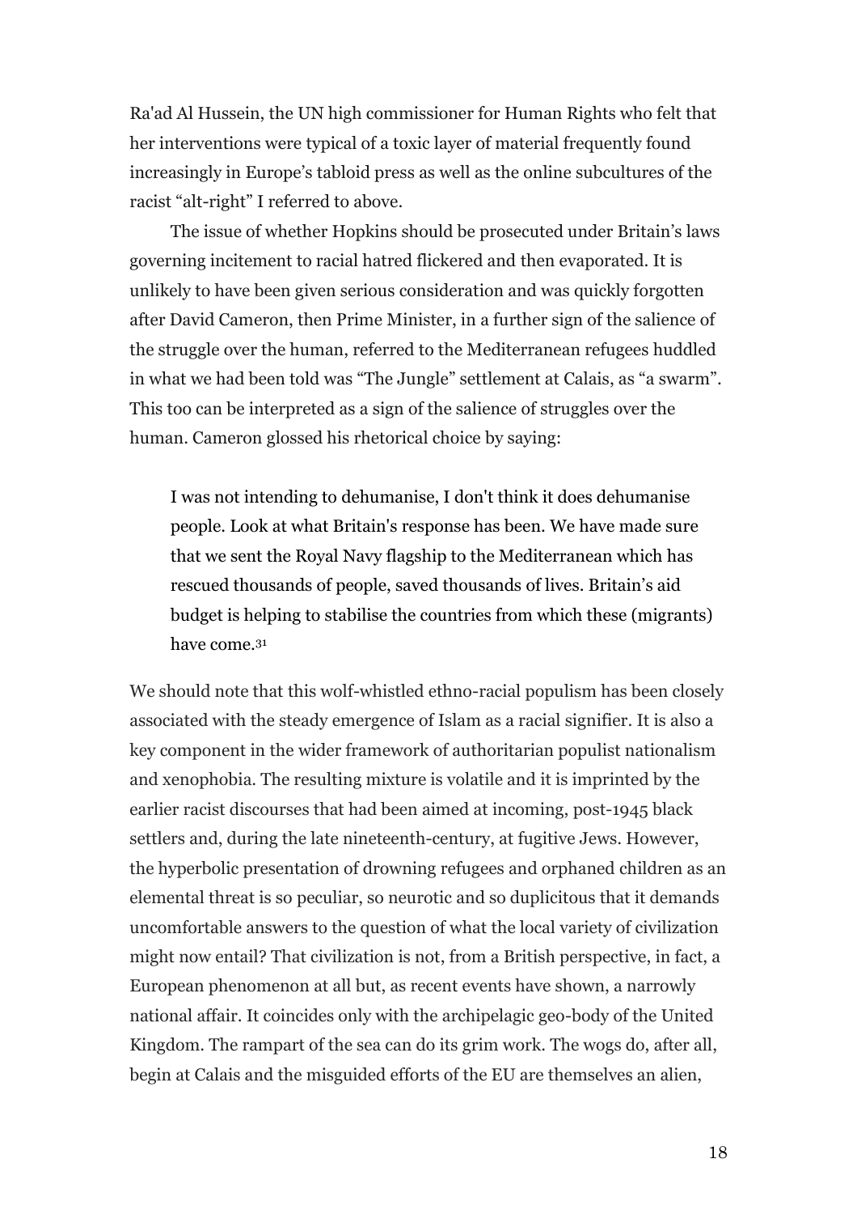Ra'ad Al Hussein, the UN high commissioner for Human Rights who felt that her interventions were typical of a toxic layer of material frequently found increasingly in Europe's tabloid press as well as the online subcultures of the racist "alt-right" I referred to above.

The issue of whether Hopkins should be prosecuted under Britain's laws governing incitement to racial hatred flickered and then evaporated. It is unlikely to have been given serious consideration and was quickly forgotten after David Cameron, then Prime Minister, in a further sign of the salience of the struggle over the human, referred to the Mediterranean refugees huddled in what we had been told was "The Jungle" settlement at Calais, as "a swarm". This too can be interpreted as a sign of the salience of struggles over the human. Cameron glossed his rhetorical choice by saying:

> I was not intending to dehumanise, I don't think it does dehumanise people. Look at what Britain's response has been. We have made sure that we sent the Royal Navy flagship to the Mediterranean which has rescued thousands of people, saved thousands of lives. Britain's aid budget is helping to stabilise the countries from which these (migrants) have come.[31]

We should note that this wolf-whistled ethno-racial populism has been closely associated with the steady emergence of Islam as a racial signifier. It is also a key component in the wider framework of authoritarian populist nationalism and xenophobia. The resulting mixture is volatile and it is imprinted by the earlier racist discourses that had been aimed at incoming, post-1945 black settlers and, during the late nineteenth-century, at fugitive Jews. However, the hyperbolic presentation of drowning refugees and orphaned children as an elemental threat is so peculiar, so neurotic and so duplicitous that it demands uncomfortable answers to the question of what the local variety of civilization might now entail? That civilization is not, from a British perspective, in fact, a European phenomenon at all but, as recent events have shown, a narrowly national affair. It coincides only with the archipelagic geo-body of the United Kingdom. The rampart of the sea can do its grim work. The wogs do, after all, begin at Calais and the misguided efforts of the EU are themselves an alien,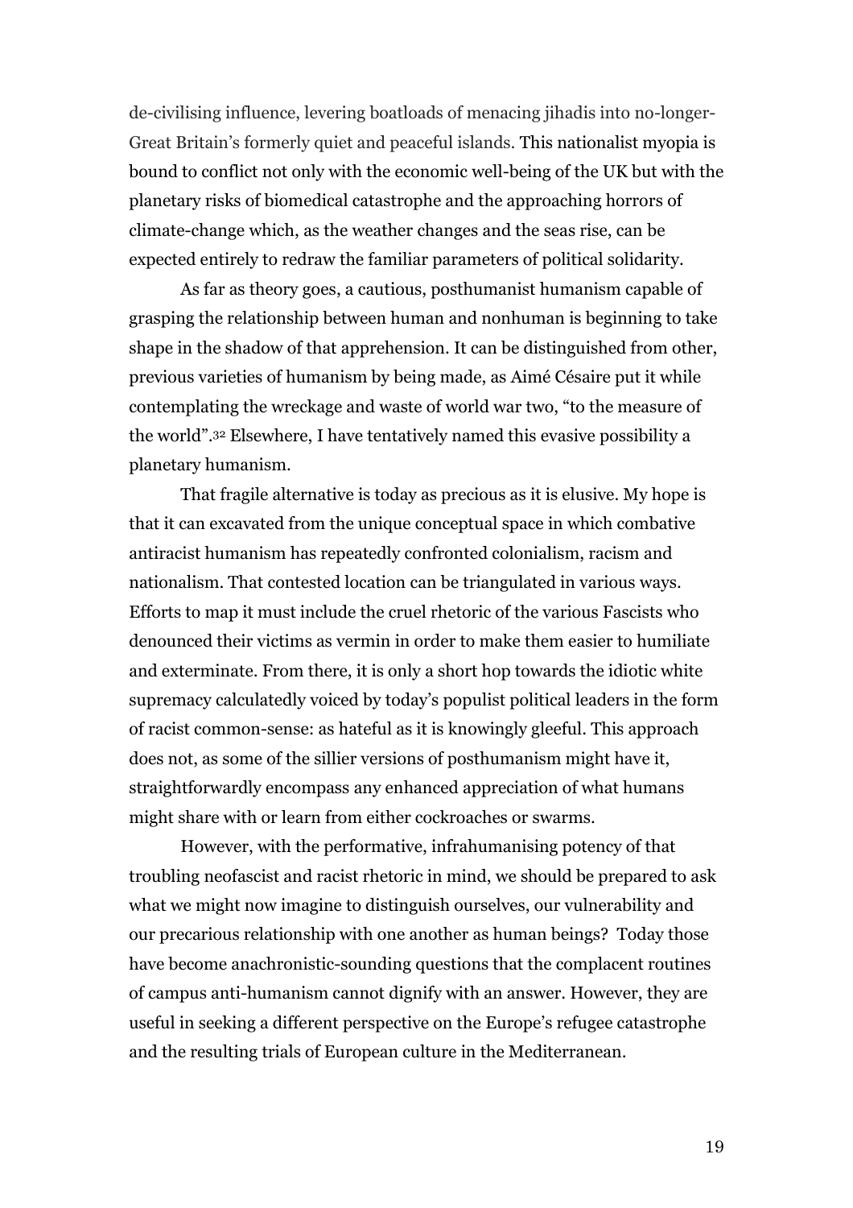de-civilising influence, levering boatloads of menacing jihadis into no-longer-Great Britain's formerly quiet and peaceful islands. This nationalist myopia is bound to conflict not only with the economic well-being of the UK but with the planetary risks of biomedical catastrophe and the approaching horrors of climate-change which, as the weather changes and the seas rise, can be expected entirely to redraw the familiar parameters of political solidarity.

As far as theory goes, a cautious, posthumanist humanism capable of grasping the relationship between human and nonhuman is beginning to take shape in the shadow of that apprehension. It can be distinguished from other, previous varieties of humanism by being made, as Aimé Césaire put it while contemplating the wreckage and waste of world war two, "to the measure of the world".[32] Elsewhere, I have tentatively named this evasive possibility a planetary humanism.

That fragile alternative is today as precious as it is elusive. My hope is that it can excavated from the unique conceptual space in which combative antiracist humanism has repeatedly confronted colonialism, racism and nationalism. That contested location can be triangulated in various ways. Efforts to map it must include the cruel rhetoric of the various Fascists who denounced their victims as vermin in order to make them easier to humiliate and exterminate. From there, it is only a short hop towards the idiotic white supremacy calculatedly voiced by today's populist political leaders in the form of racist common-sense: as hateful as it is knowingly gleeful. This approach does not, as some of the sillier versions of posthumanism might have it, straightforwardly encompass any enhanced appreciation of what humans might share with or learn from either cockroaches or swarms.

However, with the performative, infrahumanising potency of that troubling neofascist and racist rhetoric in mind, we should be prepared to ask what we might now imagine to distinguish ourselves, our vulnerability and our precarious relationship with one another as human beings? Today those have become anachronistic-sounding questions that the complacent routines of campus anti-humanism cannot dignify with an answer. However, they are useful in seeking a different perspective on the Europe's refugee catastrophe and the resulting trials of European culture in the Mediterranean.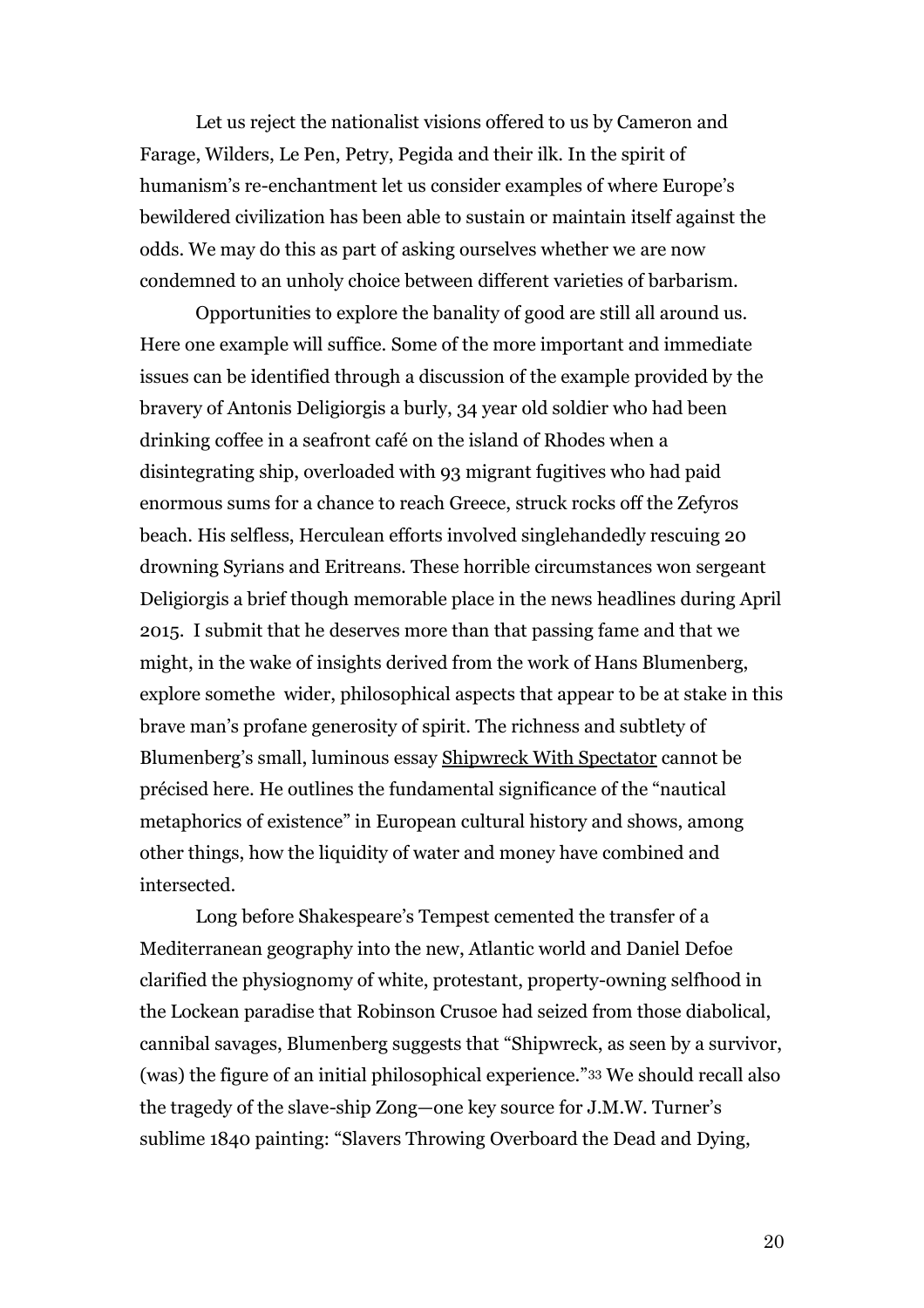Let us reject the nationalist visions offered to us by Cameron and Farage, Wilders, Le Pen, Petry, Pegida and their ilk. In the spirit of humanism's re-enchantment let us consider examples of where Europe's bewildered civilization has been able to sustain or maintain itself against the odds. We may do this as part of asking ourselves whether we are now condemned to an unholy choice between different varieties of barbarism.

Opportunities to explore the banality of good are still all around us. Here one example will suffice. Some of the more important and immediate issues can be identified through a discussion of the example provided by the bravery of Antonis Deligiorgis a burly, 34 year old soldier who had been drinking coffee in a seafront café on the island of Rhodes when a disintegrating ship, overloaded with 93 migrant fugitives who had paid enormous sums for a chance to reach Greece, struck rocks off the Zefyros beach. His selfless, Herculean efforts involved singlehandedly rescuing 20 drowning Syrians and Eritreans. These horrible circumstances won sergeant Deligiorgis a brief though memorable place in the news headlines during April 2015. I submit that he deserves more than that passing fame and that we might, in the wake of insights derived from the work of Hans Blumenberg, explore somethe wider, philosophical aspects that appear to be at stake in this brave man's profane generosity of spirit. The richness and subtlety of Blumenberg's small, luminous essay Shipwreck With Spectator cannot be précised here. He outlines the fundamental significance of the "nautical metaphorics of existence" in European cultural history and shows, among other things, how the liquidity of water and money have combined and intersected.

Long before Shakespeare's Tempest cemented the transfer of a Mediterranean geography into the new, Atlantic world and Daniel Defoe clarified the physiognomy of white, protestant, property-owning selfhood in the Lockean paradise that Robinson Crusoe had seized from those diabolical, cannibal savages, Blumenberg suggests that "Shipwreck, as seen by a survivor, (was) the figure of an initial philosophical experience."[33] We should recall also the tragedy of the slave-ship Zong—one key source for J.M.W. Turner's sublime 1840 painting: "Slavers Throwing Overboard the Dead and Dying,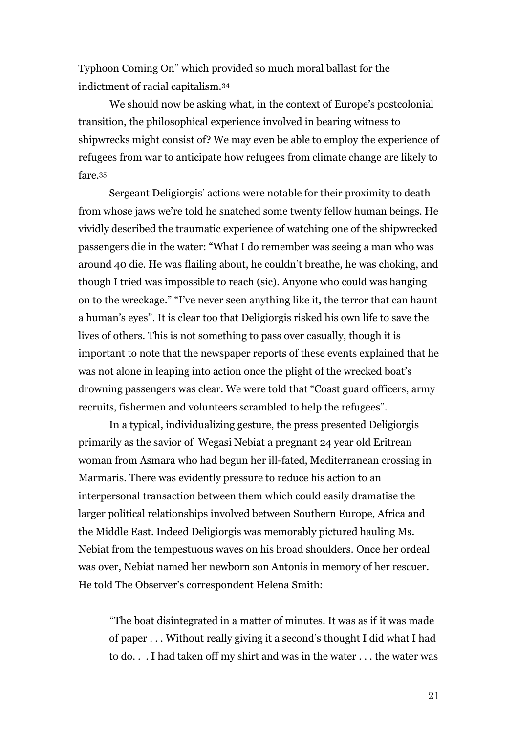Typhoon Coming On" which provided so much moral ballast for the indictment of racial capitalism.[34]

We should now be asking what, in the context of Europe's postcolonial transition, the philosophical experience involved in bearing witness to shipwrecks might consist of? We may even be able to employ the experience of refugees from war to anticipate how refugees from climate change are likely to fare.[35]

Sergeant Deligiorgis' actions were notable for their proximity to death from whose jaws we're told he snatched some twenty fellow human beings. He vividly described the traumatic experience of watching one of the shipwrecked passengers die in the water: "What I do remember was seeing a man who was around 40 die. He was flailing about, he couldn't breathe, he was choking, and though I tried was impossible to reach (sic). Anyone who could was hanging on to the wreckage." "I've never seen anything like it, the terror that can haunt a human's eyes". It is clear too that Deligiorgis risked his own life to save the lives of others. This is not something to pass over casually, though it is important to note that the newspaper reports of these events explained that he was not alone in leaping into action once the plight of the wrecked boat's drowning passengers was clear. We were told that "Coast guard officers, army recruits, fishermen and volunteers scrambled to help the refugees".

In a typical, individualizing gesture, the press presented Deligiorgis primarily as the savior of Wegasi Nebiat a pregnant 24 year old Eritrean woman from Asmara who had begun her ill-fated, Mediterranean crossing in Marmaris. There was evidently pressure to reduce his action to an interpersonal transaction between them which could easily dramatise the larger political relationships involved between Southern Europe, Africa and the Middle East. Indeed Deligiorgis was memorably pictured hauling Ms. Nebiat from the tempestuous waves on his broad shoulders. Once her ordeal was over, Nebiat named her newborn son Antonis in memory of her rescuer. He told The Observer's correspondent Helena Smith:

> "The boat disintegrated in a matter of minutes. It was as if it was made of paper . . . Without really giving it a second's thought I did what I had to do. . . I had taken off my shirt and was in the water . . . the water was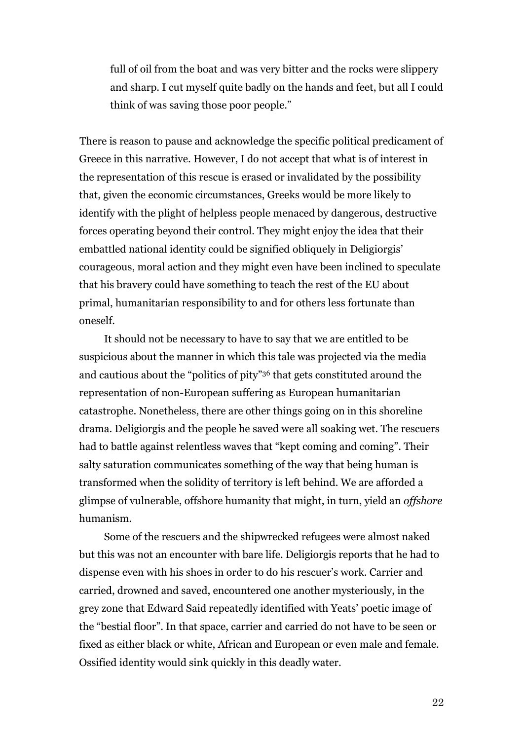> full of oil from the boat and was very bitter and the rocks were slippery and sharp. I cut myself quite badly on the hands and feet, but all I could think of was saving those poor people."

There is reason to pause and acknowledge the specific political predicament of Greece in this narrative. However, I do not accept that what is of interest in the representation of this rescue is erased or invalidated by the possibility that, given the economic circumstances, Greeks would be more likely to identify with the plight of helpless people menaced by dangerous, destructive forces operating beyond their control. They might enjoy the idea that their embattled national identity could be signified obliquely in Deligiorgis' courageous, moral action and they might even have been inclined to speculate that his bravery could have something to teach the rest of the EU about primal, humanitarian responsibility to and for others less fortunate than oneself.

It should not be necessary to have to say that we are entitled to be suspicious about the manner in which this tale was projected via the media and cautious about the "politics of pity"[36] that gets constituted around the representation of non-European suffering as European humanitarian catastrophe. Nonetheless, there are other things going on in this shoreline drama. Deligiorgis and the people he saved were all soaking wet. The rescuers had to battle against relentless waves that "kept coming and coming". Their salty saturation communicates something of the way that being human is transformed when the solidity of territory is left behind. We are afforded a glimpse of vulnerable, offshore humanity that might, in turn, yield an *offshore* humanism.

Some of the rescuers and the shipwrecked refugees were almost naked but this was not an encounter with bare life. Deligiorgis reports that he had to dispense even with his shoes in order to do his rescuer's work. Carrier and carried, drowned and saved, encountered one another mysteriously, in the grey zone that Edward Said repeatedly identified with Yeats' poetic image of the "bestial floor". In that space, carrier and carried do not have to be seen or fixed as either black or white, African and European or even male and female. Ossified identity would sink quickly in this deadly water.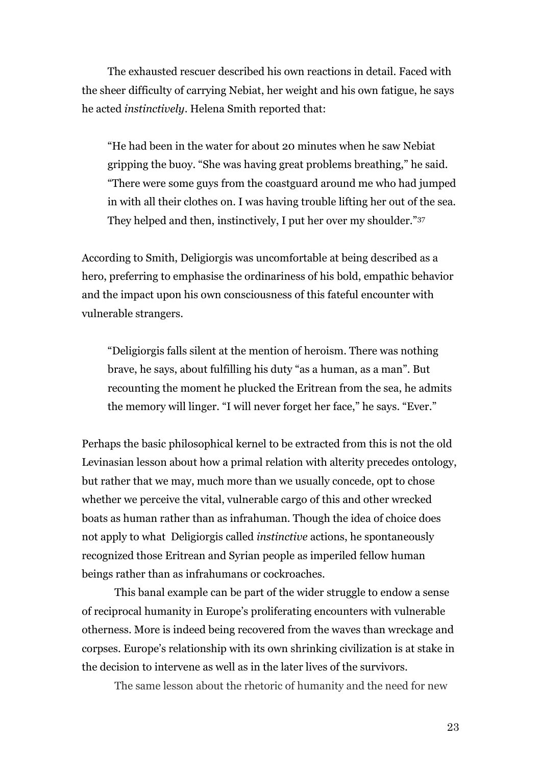The exhausted rescuer described his own reactions in detail. Faced with the sheer difficulty of carrying Nebiat, her weight and his own fatigue, he says he acted *instinctively*. Helena Smith reported that:

> "He had been in the water for about 20 minutes when he saw Nebiat gripping the buoy. "She was having great problems breathing," he said. "There were some guys from the coastguard around me who had jumped in with all their clothes on. I was having trouble lifting her out of the sea. They helped and then, instinctively, I put her over my shoulder."[37]

According to Smith, Deligiorgis was uncomfortable at being described as a hero, preferring to emphasise the ordinariness of his bold, empathic behavior and the impact upon his own consciousness of this fateful encounter with vulnerable strangers.

> "Deligiorgis falls silent at the mention of heroism. There was nothing brave, he says, about fulfilling his duty "as a human, as a man". But recounting the moment he plucked the Eritrean from the sea, he admits the memory will linger. "I will never forget her face," he says. "Ever."

Perhaps the basic philosophical kernel to be extracted from this is not the old Levinasian lesson about how a primal relation with alterity precedes ontology, but rather that we may, much more than we usually concede, opt to chose whether we perceive the vital, vulnerable cargo of this and other wrecked boats as human rather than as infrahuman. Though the idea of choice does not apply to what Deligiorgis called *instinctive* actions, he spontaneously recognized those Eritrean and Syrian people as imperiled fellow human beings rather than as infrahumans or cockroaches.

This banal example can be part of the wider struggle to endow a sense of reciprocal humanity in Europe's proliferating encounters with vulnerable otherness. More is indeed being recovered from the waves than wreckage and corpses. Europe's relationship with its own shrinking civilization is at stake in the decision to intervene as well as in the later lives of the survivors.

The same lesson about the rhetoric of humanity and the need for new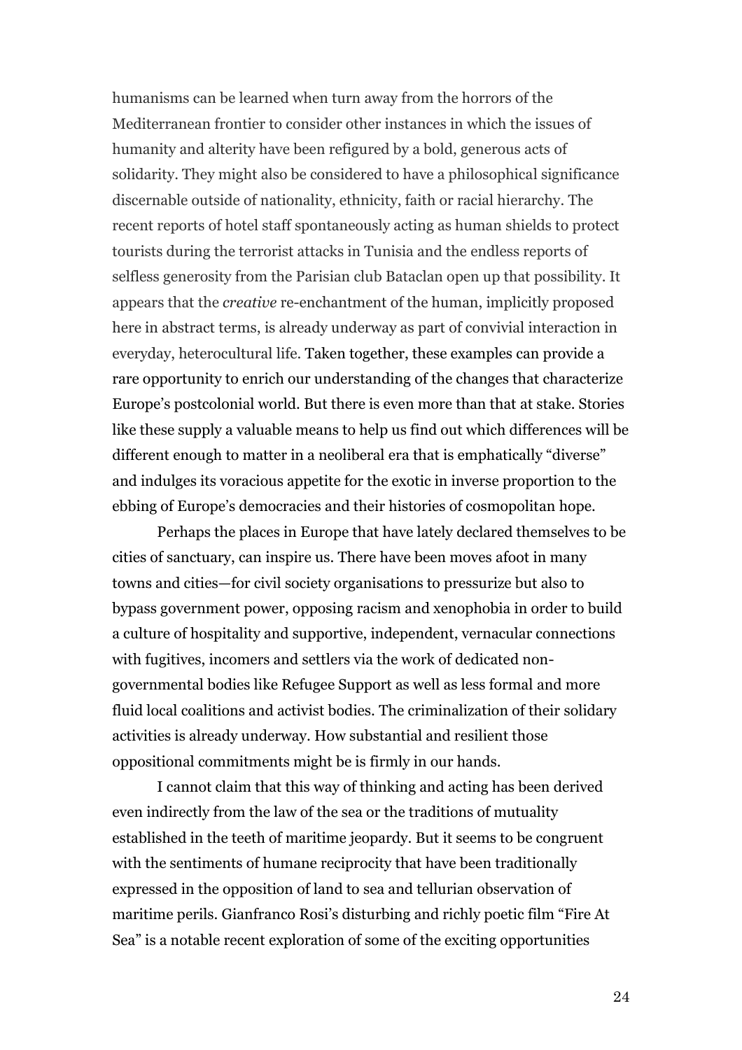humanisms can be learned when turn away from the horrors of the Mediterranean frontier to consider other instances in which the issues of humanity and alterity have been refigured by a bold, generous acts of solidarity. They might also be considered to have a philosophical significance discernable outside of nationality, ethnicity, faith or racial hierarchy. The recent reports of hotel staff spontaneously acting as human shields to protect tourists during the terrorist attacks in Tunisia and the endless reports of selfless generosity from the Parisian club Bataclan open up that possibility. It appears that the *creative* re-enchantment of the human, implicitly proposed here in abstract terms, is already underway as part of convivial interaction in everyday, heterocultural life. Taken together, these examples can provide a rare opportunity to enrich our understanding of the changes that characterize Europe's postcolonial world. But there is even more than that at stake. Stories like these supply a valuable means to help us find out which differences will be different enough to matter in a neoliberal era that is emphatically "diverse" and indulges its voracious appetite for the exotic in inverse proportion to the ebbing of Europe's democracies and their histories of cosmopolitan hope.

Perhaps the places in Europe that have lately declared themselves to be cities of sanctuary, can inspire us. There have been moves afoot in many towns and cities—for civil society organisations to pressurize but also to bypass government power, opposing racism and xenophobia in order to build a culture of hospitality and supportive, independent, vernacular connections with fugitives, incomers and settlers via the work of dedicated non-governmental bodies like Refugee Support as well as less formal and more fluid local coalitions and activist bodies. The criminalization of their solidary activities is already underway. How substantial and resilient those oppositional commitments might be is firmly in our hands.

I cannot claim that this way of thinking and acting has been derived even indirectly from the law of the sea or the traditions of mutuality established in the teeth of maritime jeopardy. But it seems to be congruent with the sentiments of humane reciprocity that have been traditionally expressed in the opposition of land to sea and tellurian observation of maritime perils. Gianfranco Rosi's disturbing and richly poetic film "Fire At Sea" is a notable recent exploration of some of the exciting opportunities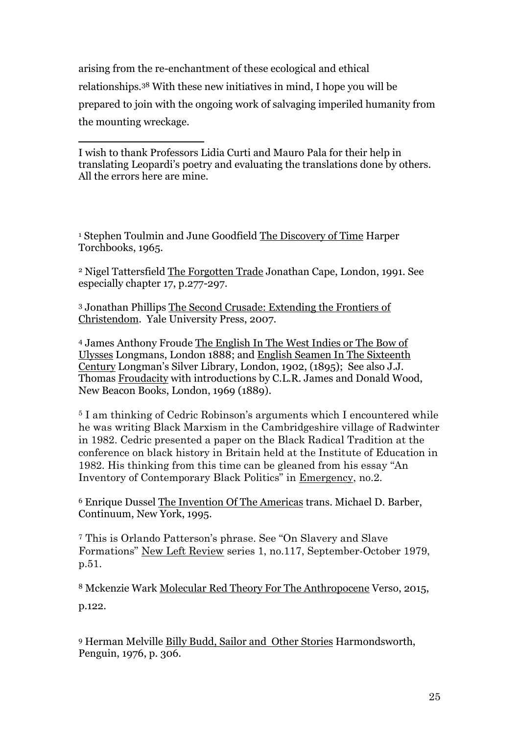arising from the re-enchantment of these ecological and ethical relationships.[38] With these new initiatives in mind, I hope you will be prepared to join with the ongoing work of salvaging imperiled humanity from the mounting wreckage.

---

I wish to thank Professors Lidia Curti and Mauro Pala for their help in translating Leopardi's poetry and evaluating the translations done by others. All the errors here are mine.

[1] Stephen Toulmin and June Goodfield The Discovery of Time Harper Torchbooks, 1965.

[2] Nigel Tattersfield The Forgotten Trade Jonathan Cape, London, 1991. See especially chapter 17, p.277-297.

[3] Jonathan Phillips The Second Crusade: Extending the Frontiers of Christendom. Yale University Press, 2007.

[4] James Anthony Froude The English In The West Indies or The Bow of Ulysses Longmans, London 1888; and English Seamen In The Sixteenth Century Longman's Silver Library, London, 1902, (1895); See also J.J. Thomas Froudacity with introductions by C.L.R. James and Donald Wood, New Beacon Books, London, 1969 (1889).

[5] I am thinking of Cedric Robinson's arguments which I encountered while he was writing Black Marxism in the Cambridgeshire village of Radwinter in 1982. Cedric presented a paper on the Black Radical Tradition at the conference on black history in Britain held at the Institute of Education in 1982. His thinking from this time can be gleaned from his essay "An Inventory of Contemporary Black Politics" in Emergency, no.2.

[6] Enrique Dussel The Invention Of The Americas trans. Michael D. Barber, Continuum, New York, 1995.

[7] This is Orlando Patterson's phrase. See "On Slavery and Slave Formations" New Left Review series 1, no.117, September-October 1979, p.51.

[8] Mckenzie Wark Molecular Red Theory For The Anthropocene Verso, 2015, p.122.

[9] Herman Melville Billy Budd, Sailor and Other Stories Harmondsworth, Penguin, 1976, p. 306.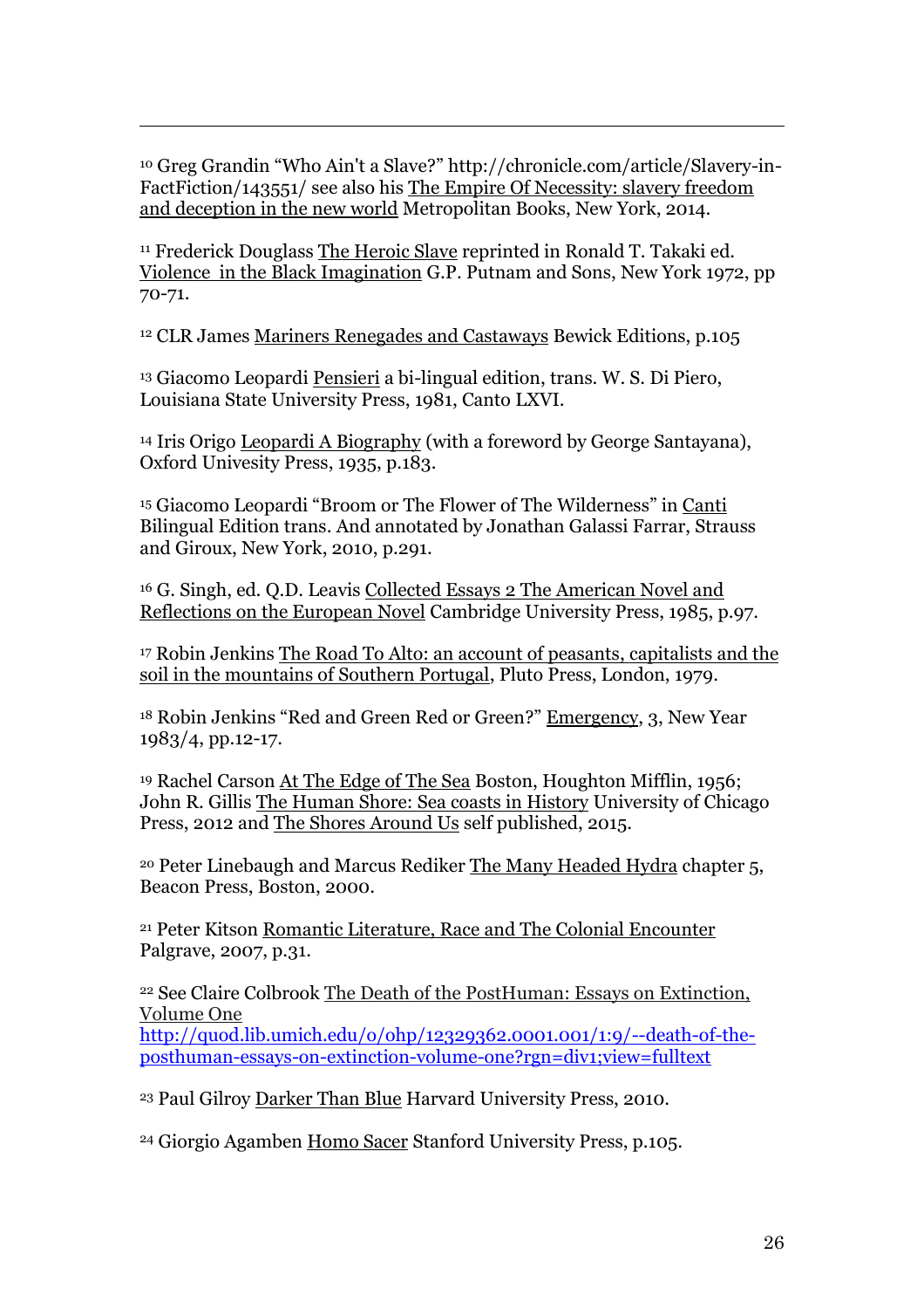[10] Greg Grandin "Who Ain't a Slave?" http://chronicle.com/article/Slavery-in-FactFiction/143551/ see also his <u>The Empire Of Necessity: slavery freedom and deception in the new world</u> Metropolitan Books, New York, 2014.

[11] Frederick Douglass <u>The Heroic Slave</u> reprinted in Ronald T. Takaki ed. <u>Violence in the Black Imagination</u> G.P. Putnam and Sons, New York 1972, pp 70-71.

[12] CLR James <u>Mariners Renegades and Castaways</u> Bewick Editions, p.105

[13] Giacomo Leopardi <u>Pensieri</u> a bi-lingual edition, trans. W. S. Di Piero, Louisiana State University Press, 1981, Canto LXVI.

[14] Iris Origo <u>Leopardi A Biography</u> (with a foreword by George Santayana), Oxford Univesity Press, 1935, p.183.

[15] Giacomo Leopardi "Broom or The Flower of The Wilderness" in <u>Canti</u> Bilingual Edition trans. And annotated by Jonathan Galassi Farrar, Strauss and Giroux, New York, 2010, p.291.

[16] G. Singh, ed. Q.D. Leavis <u>Collected Essays 2 The American Novel and Reflections on the European Novel</u> Cambridge University Press, 1985, p.97.

[17] Robin Jenkins <u>The Road To Alto: an account of peasants, capitalists and the soil in the mountains of Southern Portugal</u>, Pluto Press, London, 1979.

[18] Robin Jenkins "Red and Green Red or Green?" <u>Emergency</u>, 3, New Year 1983/4, pp.12-17.

[19] Rachel Carson <u>At The Edge of The Sea</u> Boston, Houghton Mifflin, 1956; John R. Gillis <u>The Human Shore: Sea coasts in History</u> University of Chicago Press, 2012 and <u>The Shores Around Us</u> self published, 2015.

[20] Peter Linebaugh and Marcus Rediker <u>The Many Headed Hydra</u> chapter 5, Beacon Press, Boston, 2000.

[21] Peter Kitson <u>Romantic Literature, Race and The Colonial Encounter</u> Palgrave, 2007, p.31.

[22] See Claire Colbrook <u>The Death of the PostHuman: Essays on Extinction, Volume One</u> http://quod.lib.umich.edu/o/ohp/12329362.0001.001/1:9/--death-of-the-posthuman-essays-on-extinction-volume-one?rgn=div1;view=fulltext

[23] Paul Gilroy <u>Darker Than Blue</u> Harvard University Press, 2010.

[24] Giorgio Agamben <u>Homo Sacer</u> Stanford University Press, p.105.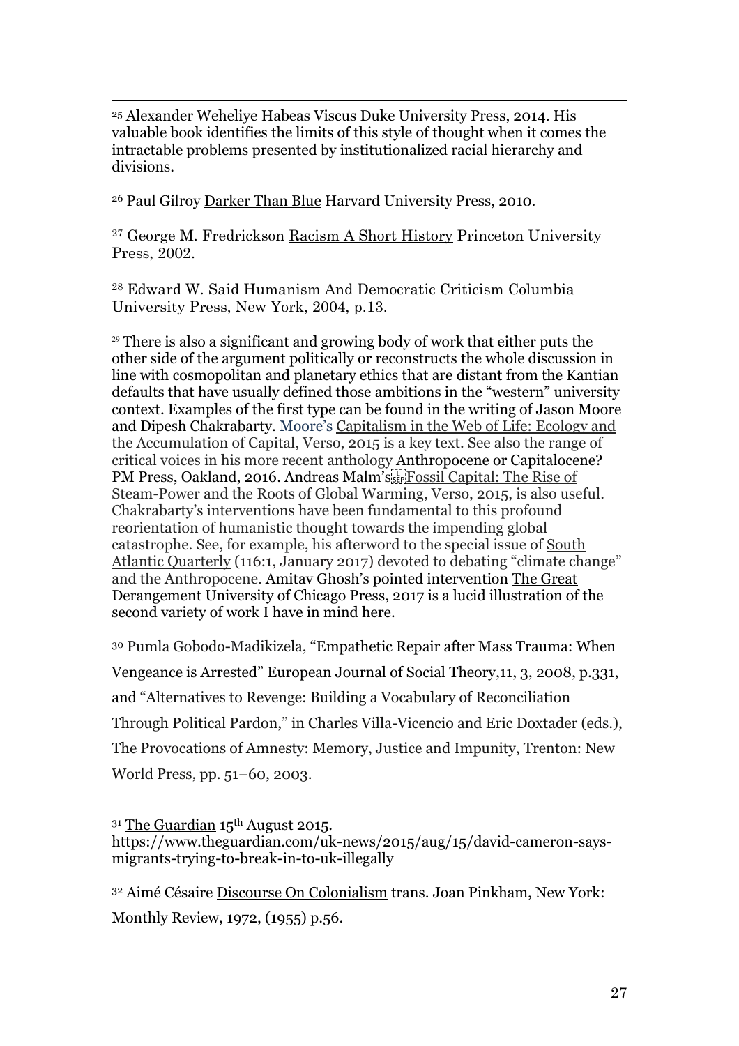[25] Alexander Weheliye Habeas Viscus Duke University Press, 2014. His valuable book identifies the limits of this style of thought when it comes the intractable problems presented by institutionalized racial hierarchy and divisions.

[26] Paul Gilroy Darker Than Blue Harvard University Press, 2010.

[27] George M. Fredrickson Racism A Short History Princeton University Press, 2002.

[28] Edward W. Said Humanism And Democratic Criticism Columbia University Press, New York, 2004, p.13.

[29] There is also a significant and growing body of work that either puts the other side of the argument politically or reconstructs the whole discussion in line with cosmopolitan and planetary ethics that are distant from the Kantian defaults that have usually defined those ambitions in the "western" university context. Examples of the first type can be found in the writing of Jason Moore and Dipesh Chakrabarty. Moore's Capitalism in the Web of Life: Ecology and the Accumulation of Capital, Verso, 2015 is a key text. See also the range of critical voices in his more recent anthology Anthropocene or Capitalocene? PM Press, Oakland, 2016. Andreas Malm's Fossil Capital: The Rise of Steam-Power and the Roots of Global Warming, Verso, 2015, is also useful. Chakrabarty's interventions have been fundamental to this profound reorientation of humanistic thought towards the impending global catastrophe. See, for example, his afterword to the special issue of South Atlantic Quarterly (116:1, January 2017) devoted to debating "climate change" and the Anthropocene. Amitav Ghosh's pointed intervention The Great Derangement University of Chicago Press, 2017 is a lucid illustration of the second variety of work I have in mind here.

[30] Pumla Gobodo-Madikizela, "Empathetic Repair after Mass Trauma: When Vengeance is Arrested" European Journal of Social Theory,11, 3, 2008, p.331, and "Alternatives to Revenge: Building a Vocabulary of Reconciliation Through Political Pardon," in Charles Villa-Vicencio and Eric Doxtader (eds.), The Provocations of Amnesty: Memory, Justice and Impunity, Trenton: New World Press, pp. 51–60, 2003.

[31] The Guardian 15th August 2015. https://www.theguardian.com/uk-news/2015/aug/15/david-cameron-says-migrants-trying-to-break-in-to-uk-illegally

[32] Aimé Césaire Discourse On Colonialism trans. Joan Pinkham, New York: Monthly Review, 1972, (1955) p.56.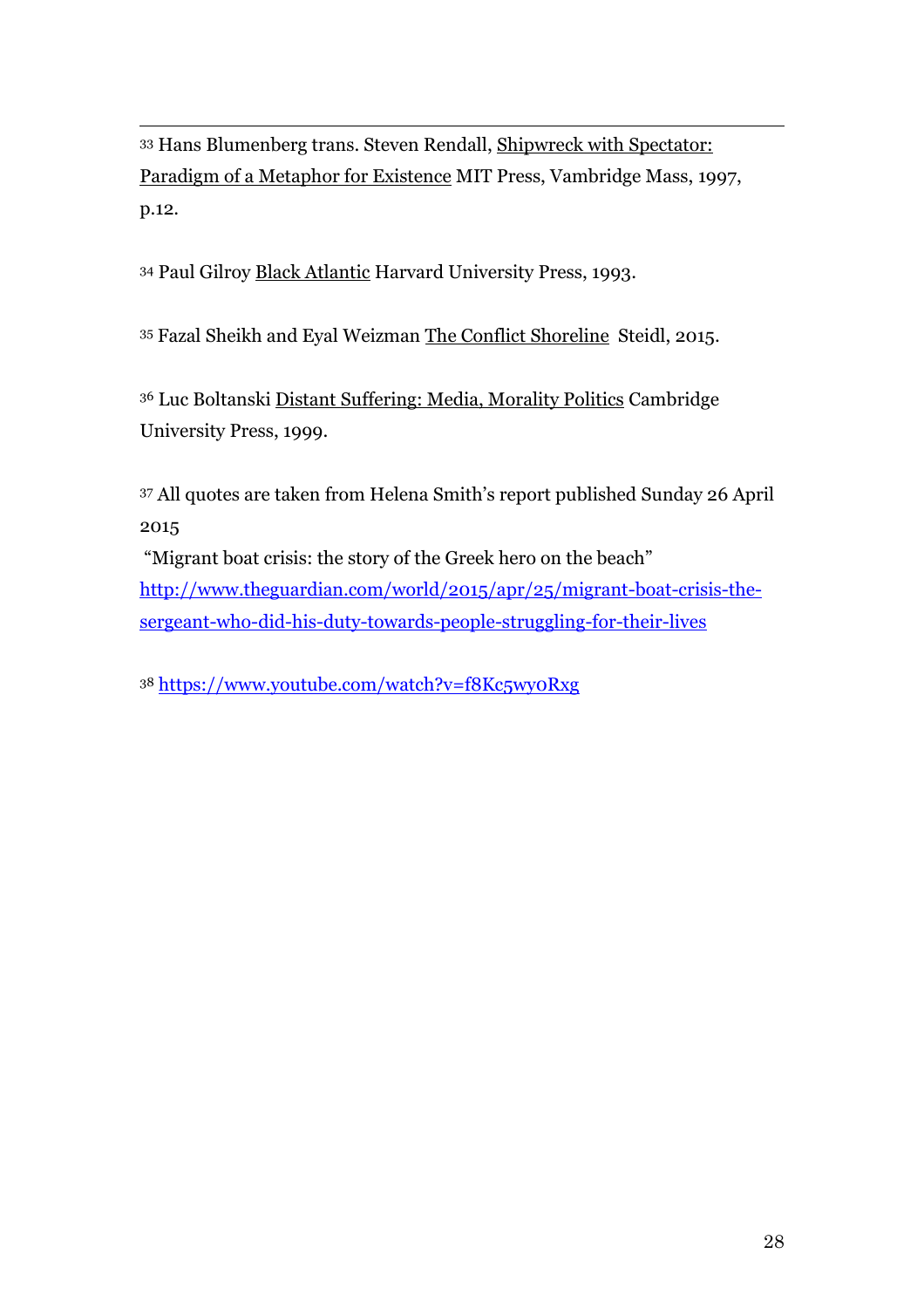33 Hans Blumenberg trans. Steven Rendall, Shipwreck with Spectator: Paradigm of a Metaphor for Existence MIT Press, Vambridge Mass, 1997, p.12.

34 Paul Gilroy Black Atlantic Harvard University Press, 1993.

35 Fazal Sheikh and Eyal Weizman The Conflict Shoreline Steidl, 2015.

36 Luc Boltanski Distant Suffering: Media, Morality Politics Cambridge University Press, 1999.

37 All quotes are taken from Helena Smith's report published Sunday 26 April 2015
"Migrant boat crisis: the story of the Greek hero on the beach"
http://www.theguardian.com/world/2015/apr/25/migrant-boat-crisis-the-sergeant-who-did-his-duty-towards-people-struggling-for-their-lives

38 https://www.youtube.com/watch?v=f8Kc5wy0Rxg